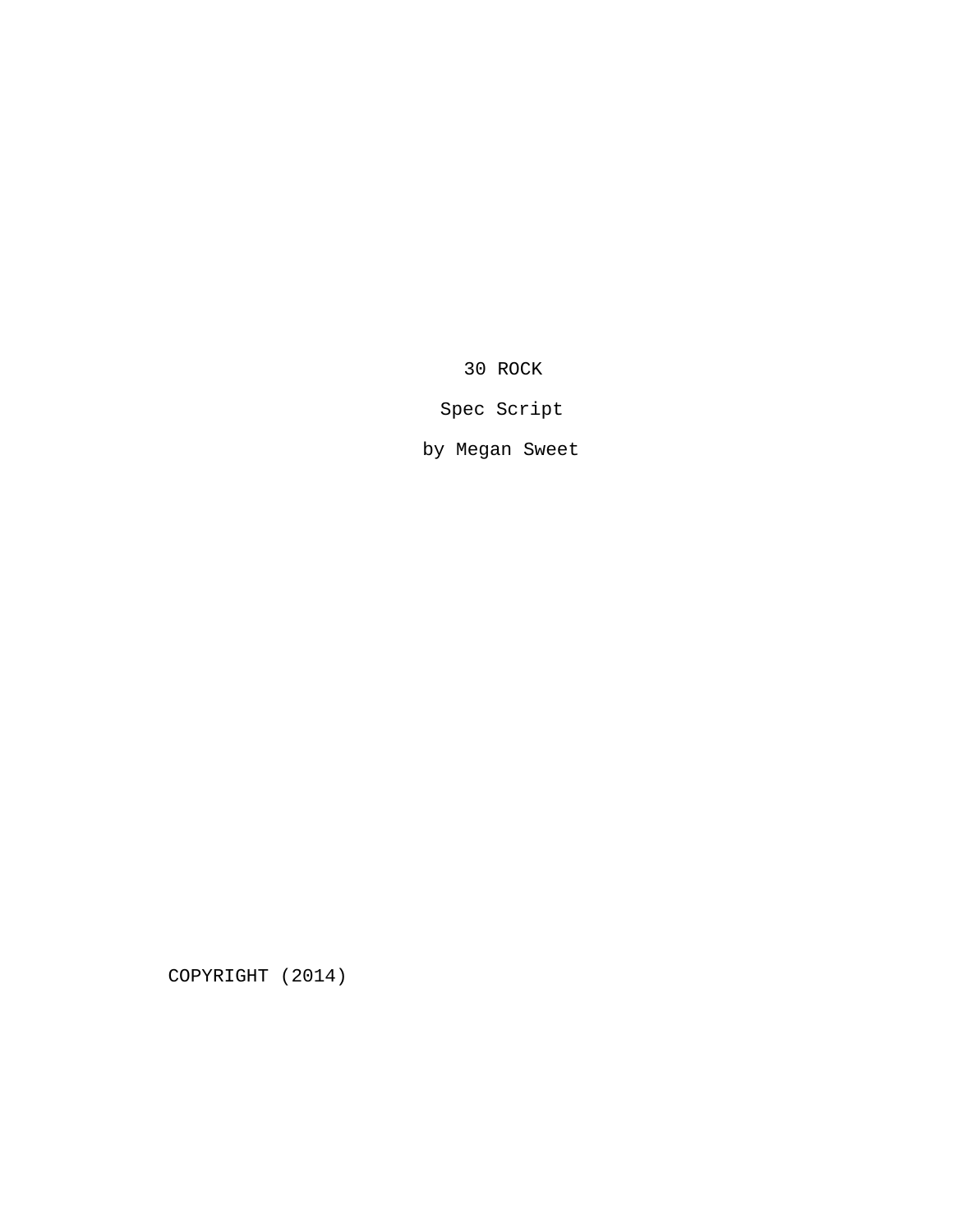30 ROCK

Spec Script

by Megan Sweet

COPYRIGHT (2014)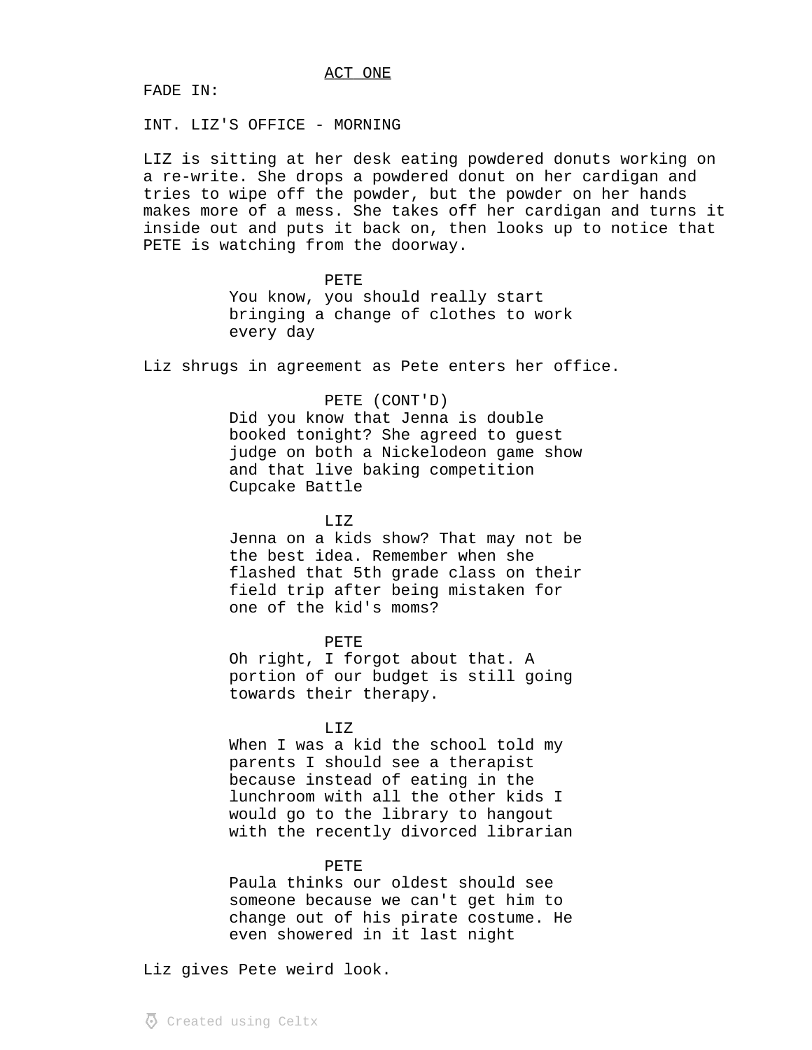ACT ONE

FADE IN:

INT. LIZ'S OFFICE - MORNING

LIZ is sitting at her desk eating powdered donuts working on a re-write. She drops a powdered donut on her cardigan and tries to wipe off the powder, but the powder on her hands makes more of a mess. She takes off her cardigan and turns it inside out and puts it back on, then looks up to notice that PETE is watching from the doorway.

PETE
You know, you should really start bringing a change of clothes to work every day

Liz shrugs in agreement as Pete enters her office.

PETE (CONT'D)
Did you know that Jenna is double booked tonight? She agreed to guest judge on both a Nickelodeon game show and that live baking competition Cupcake Battle

LIZ
Jenna on a kids show? That may not be the best idea. Remember when she flashed that 5th grade class on their field trip after being mistaken for one of the kid's moms?

PETE
Oh right, I forgot about that. A portion of our budget is still going towards their therapy.

LIZ
When I was a kid the school told my parents I should see a therapist because instead of eating in the lunchroom with all the other kids I would go to the library to hangout with the recently divorced librarian

PETE
Paula thinks our oldest should see someone because we can't get him to change out of his pirate costume. He even showered in it last night

Liz gives Pete weird look.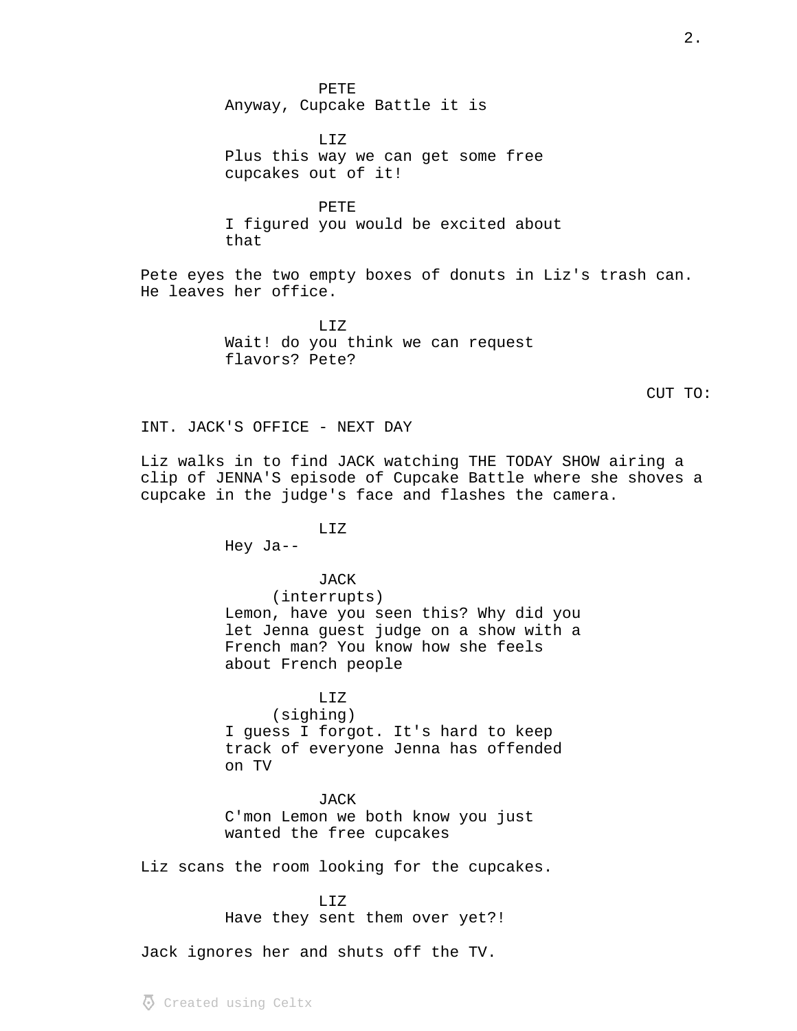PETE
Anyway, Cupcake Battle it is

LIZ
Plus this way we can get some free cupcakes out of it!

PETE
I figured you would be excited about that

Pete eyes the two empty boxes of donuts in Liz's trash can. He leaves her office.

LIZ
Wait! do you think we can request flavors? Pete?

CUT TO:

INT. JACK'S OFFICE - NEXT DAY

Liz walks in to find JACK watching THE TODAY SHOW airing a clip of JENNA'S episode of Cupcake Battle where she shoves a cupcake in the judge's face and flashes the camera.

LIZ
Hey Ja--

JACK
(interrupts)
Lemon, have you seen this? Why did you let Jenna guest judge on a show with a French man? You know how she feels about French people

LIZ
(sighing)
I guess I forgot. It's hard to keep track of everyone Jenna has offended on TV

JACK
C'mon Lemon we both know you just wanted the free cupcakes

Liz scans the room looking for the cupcakes.

LIZ
Have they sent them over yet?!

Jack ignores her and shuts off the TV.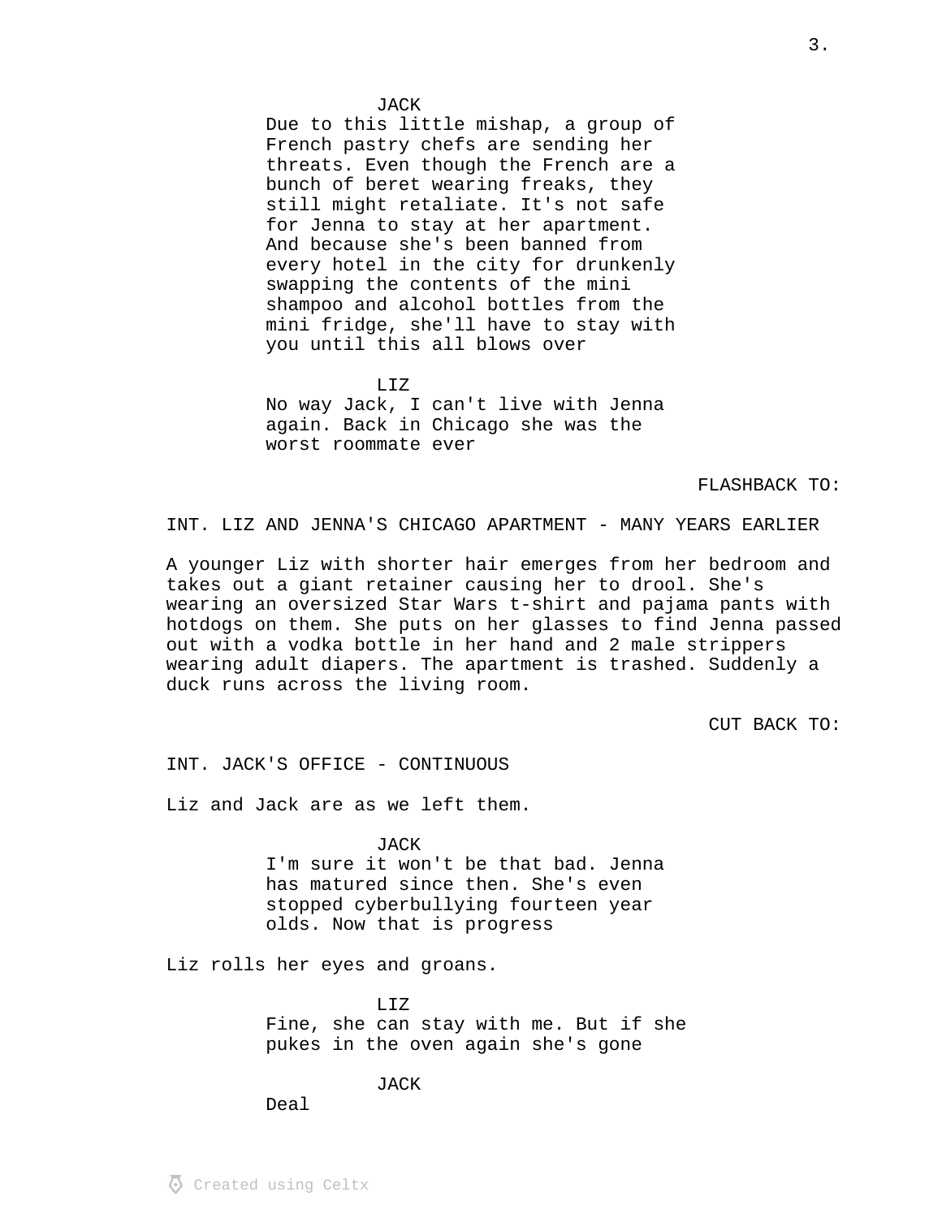JACK

Due to this little mishap, a group of French pastry chefs are sending her threats. Even though the French are a bunch of beret wearing freaks, they still might retaliate. It's not safe for Jenna to stay at her apartment. And because she's been banned from every hotel in the city for drunkenly swapping the contents of the mini shampoo and alcohol bottles from the mini fridge, she'll have to stay with you until this all blows over

LIZ

No way Jack, I can't live with Jenna again. Back in Chicago she was the worst roommate ever

FLASHBACK TO:

INT. LIZ AND JENNA'S CHICAGO APARTMENT - MANY YEARS EARLIER

A younger Liz with shorter hair emerges from her bedroom and takes out a giant retainer causing her to drool. She's wearing an oversized Star Wars t-shirt and pajama pants with hotdogs on them. She puts on her glasses to find Jenna passed out with a vodka bottle in her hand and 2 male strippers wearing adult diapers. The apartment is trashed. Suddenly a duck runs across the living room.

CUT BACK TO:

INT. JACK'S OFFICE - CONTINUOUS

Liz and Jack are as we left them.

JACK

I'm sure it won't be that bad. Jenna has matured since then. She's even stopped cyberbullying fourteen year olds. Now that is progress

Liz rolls her eyes and groans.

LIZ

Fine, she can stay with me. But if she pukes in the oven again she's gone

JACK

Deal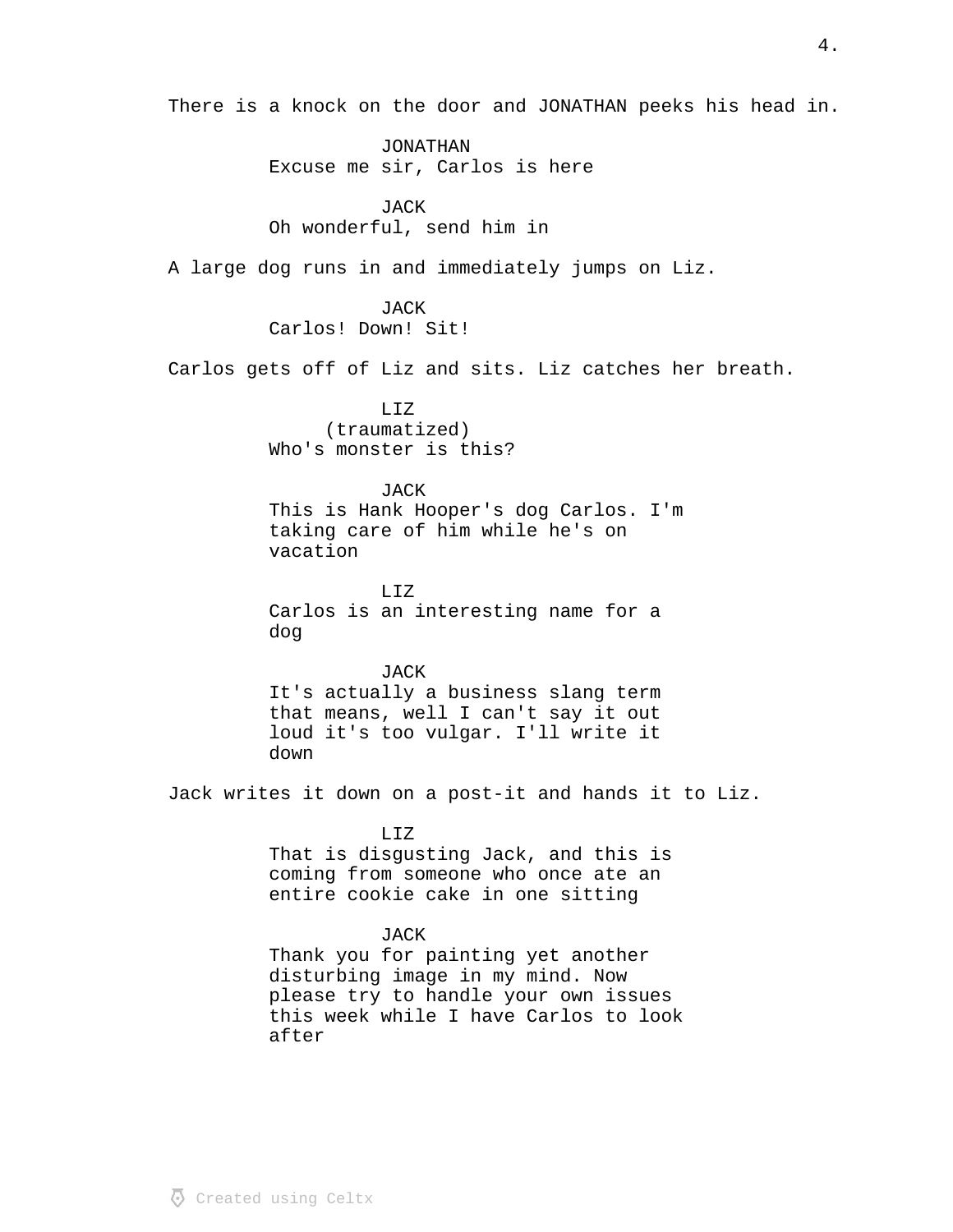There is a knock on the door and JONATHAN peeks his head in.

JONATHAN
Excuse me sir, Carlos is here

JACK
Oh wonderful, send him in

A large dog runs in and immediately jumps on Liz.

JACK
Carlos! Down! Sit!

Carlos gets off of Liz and sits. Liz catches her breath.

LIZ
(traumatized)
Who's monster is this?

JACK
This is Hank Hooper's dog Carlos. I'm taking care of him while he's on vacation

LIZ
Carlos is an interesting name for a dog

JACK
It's actually a business slang term that means, well I can't say it out loud it's too vulgar. I'll write it down

Jack writes it down on a post-it and hands it to Liz.

LIZ
That is disgusting Jack, and this is coming from someone who once ate an entire cookie cake in one sitting

JACK
Thank you for painting yet another disturbing image in my mind. Now please try to handle your own issues this week while I have Carlos to look after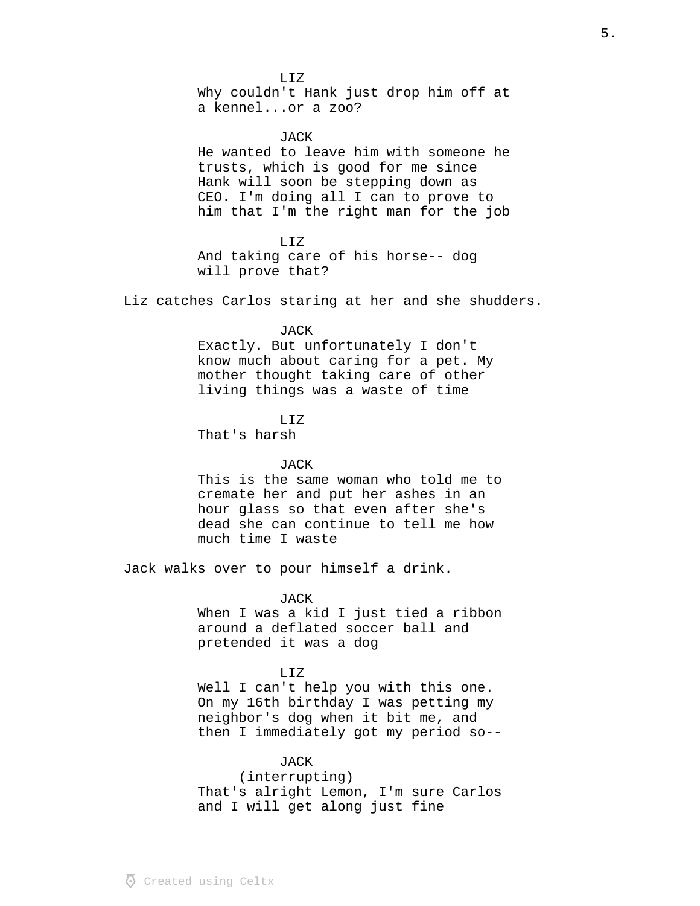LIZ
Why couldn't Hank just drop him off at a kennel...or a zoo?

JACK
He wanted to leave him with someone he trusts, which is good for me since Hank will soon be stepping down as CEO. I'm doing all I can to prove to him that I'm the right man for the job

LIZ
And taking care of his horse-- dog will prove that?

Liz catches Carlos staring at her and she shudders.

JACK
Exactly. But unfortunately I don't know much about caring for a pet. My mother thought taking care of other living things was a waste of time

LIZ
That's harsh

JACK
This is the same woman who told me to cremate her and put her ashes in an hour glass so that even after she's dead she can continue to tell me how much time I waste

Jack walks over to pour himself a drink.

JACK
When I was a kid I just tied a ribbon around a deflated soccer ball and pretended it was a dog

LIZ
Well I can't help you with this one. On my 16th birthday I was petting my neighbor's dog when it bit me, and then I immediately got my period so--

JACK
(interrupting)
That's alright Lemon, I'm sure Carlos and I will get along just fine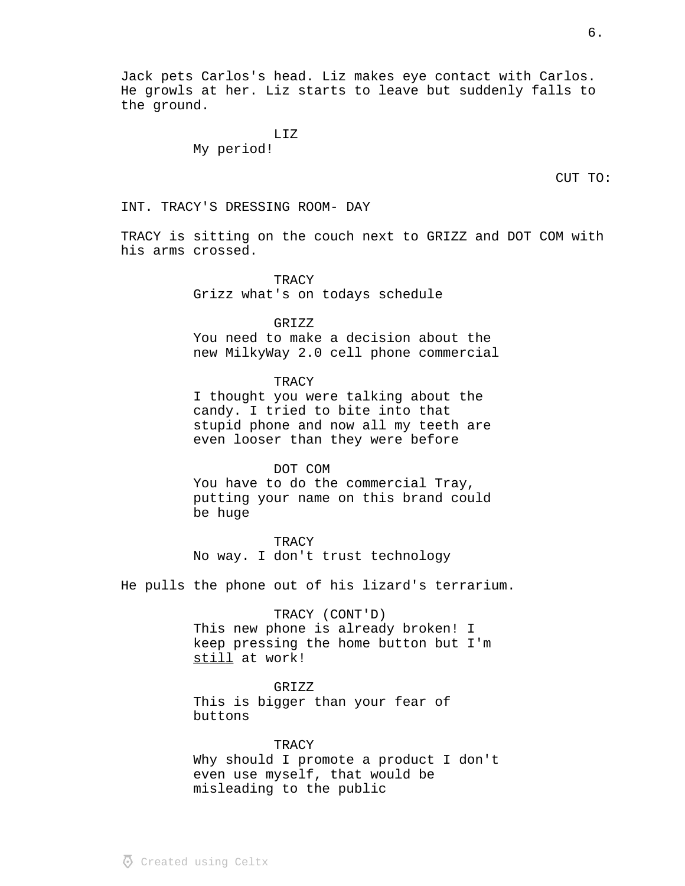Jack pets Carlos's head. Liz makes eye contact with Carlos. He growls at her. Liz starts to leave but suddenly falls to the ground.

LIZ
My period!

CUT TO:

INT. TRACY'S DRESSING ROOM- DAY

TRACY is sitting on the couch next to GRIZZ and DOT COM with his arms crossed.

TRACY
Grizz what's on todays schedule

GRIZZ
You need to make a decision about the new MilkyWay 2.0 cell phone commercial

TRACY
I thought you were talking about the candy. I tried to bite into that stupid phone and now all my teeth are even looser than they were before

DOT COM
You have to do the commercial Tray, putting your name on this brand could be huge

TRACY
No way. I don't trust technology

He pulls the phone out of his lizard's terrarium.

TRACY (CONT'D)
This new phone is already broken! I keep pressing the home button but I'm <u>still</u> at work!

GRIZZ
This is bigger than your fear of buttons

TRACY
Why should I promote a product I don't even use myself, that would be misleading to the public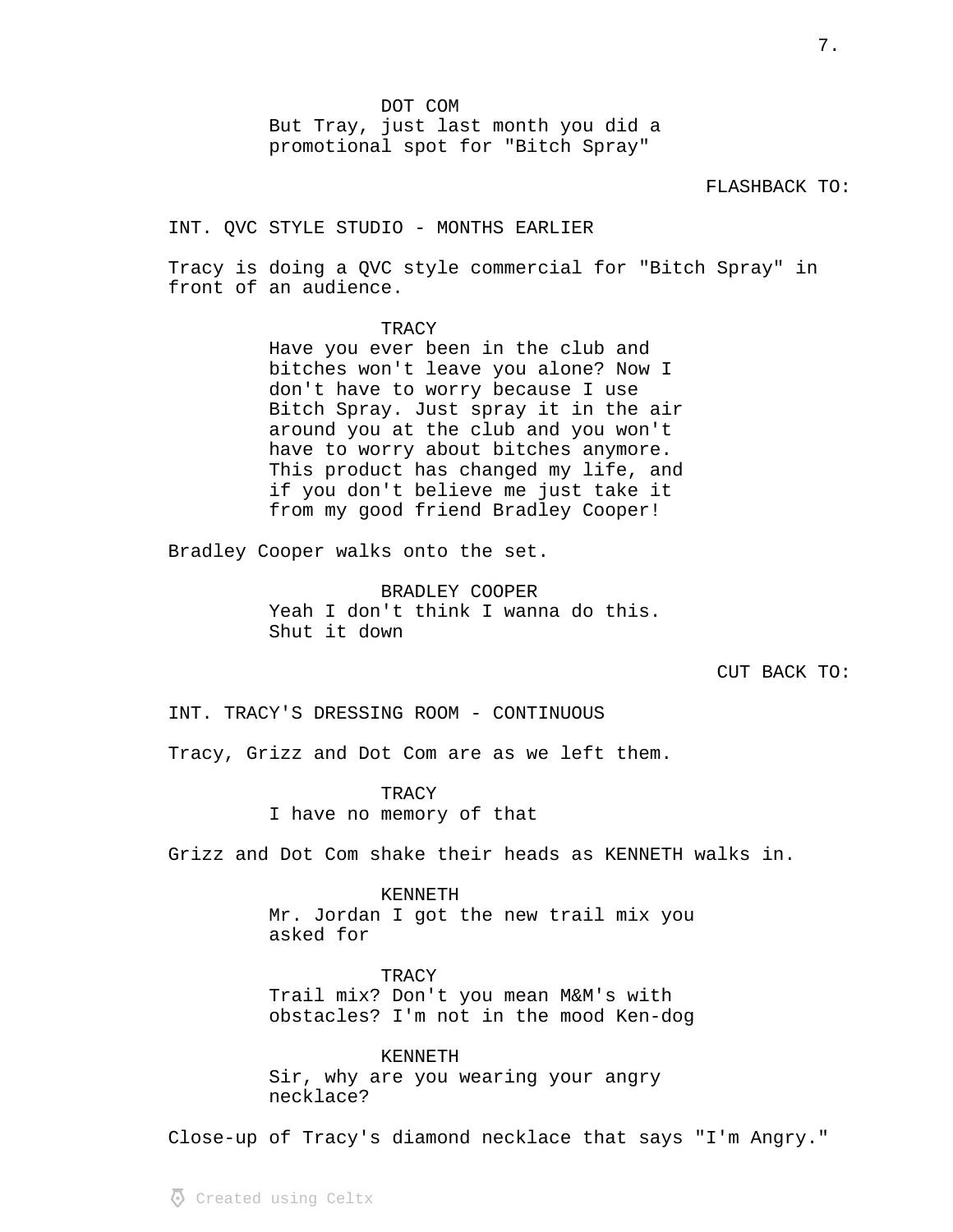DOT COM
But Tray, just last month you did a promotional spot for "Bitch Spray"

FLASHBACK TO:

INT. QVC STYLE STUDIO - MONTHS EARLIER

Tracy is doing a QVC style commercial for "Bitch Spray" in front of an audience.

TRACY
Have you ever been in the club and bitches won't leave you alone? Now I don't have to worry because I use Bitch Spray. Just spray it in the air around you at the club and you won't have to worry about bitches anymore. This product has changed my life, and if you don't believe me just take it from my good friend Bradley Cooper!

Bradley Cooper walks onto the set.

BRADLEY COOPER
Yeah I don't think I wanna do this. Shut it down

CUT BACK TO:

INT. TRACY'S DRESSING ROOM - CONTINUOUS

Tracy, Grizz and Dot Com are as we left them.

TRACY
I have no memory of that

Grizz and Dot Com shake their heads as KENNETH walks in.

KENNETH
Mr. Jordan I got the new trail mix you asked for

TRACY
Trail mix? Don't you mean M&M's with obstacles? I'm not in the mood Ken-dog

KENNETH
Sir, why are you wearing your angry necklace?

Close-up of Tracy's diamond necklace that says "I'm Angry."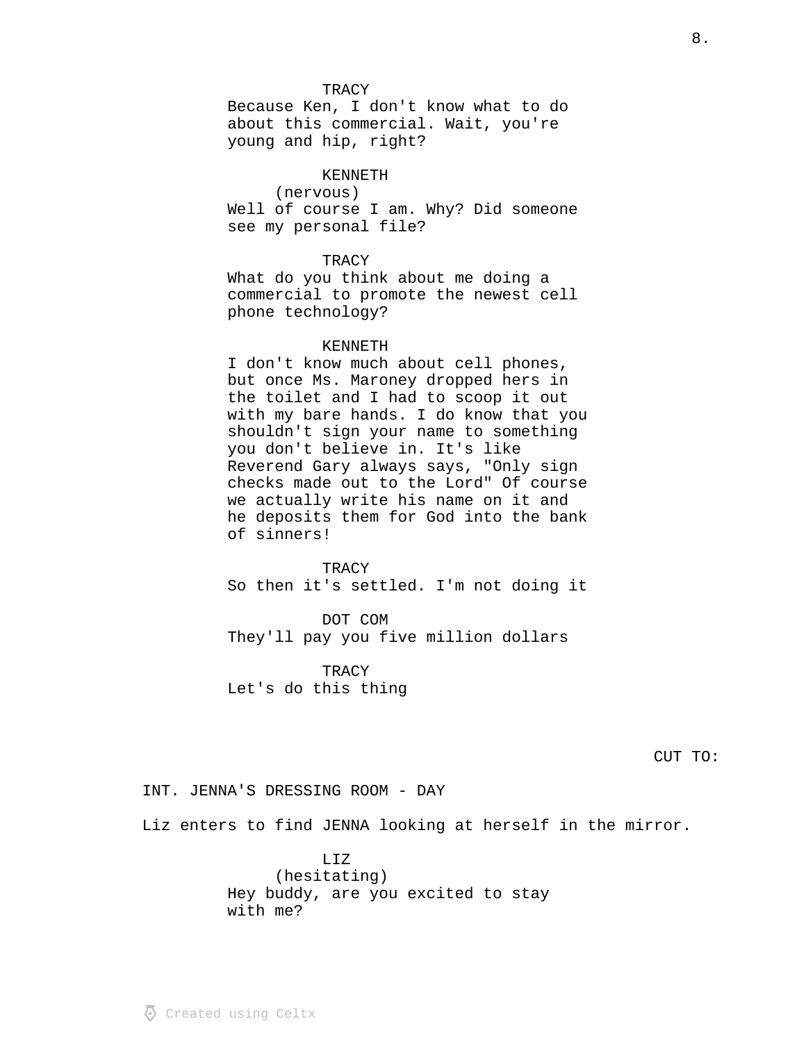TRACY
Because Ken, I don't know what to do about this commercial. Wait, you're young and hip, right?

KENNETH
(nervous)
Well of course I am. Why? Did someone see my personal file?

TRACY
What do you think about me doing a commercial to promote the newest cell phone technology?

KENNETH
I don't know much about cell phones, but once Ms. Maroney dropped hers in the toilet and I had to scoop it out with my bare hands. I do know that you shouldn't sign your name to something you don't believe in. It's like Reverend Gary always says, "Only sign checks made out to the Lord" Of course we actually write his name on it and he deposits them for God into the bank of sinners!

TRACY
So then it's settled. I'm not doing it

DOT COM
They'll pay you five million dollars

TRACY
Let's do this thing

CUT TO:

INT. JENNA'S DRESSING ROOM - DAY

Liz enters to find JENNA looking at herself in the mirror.

LIZ
(hesitating)
Hey buddy, are you excited to stay with me?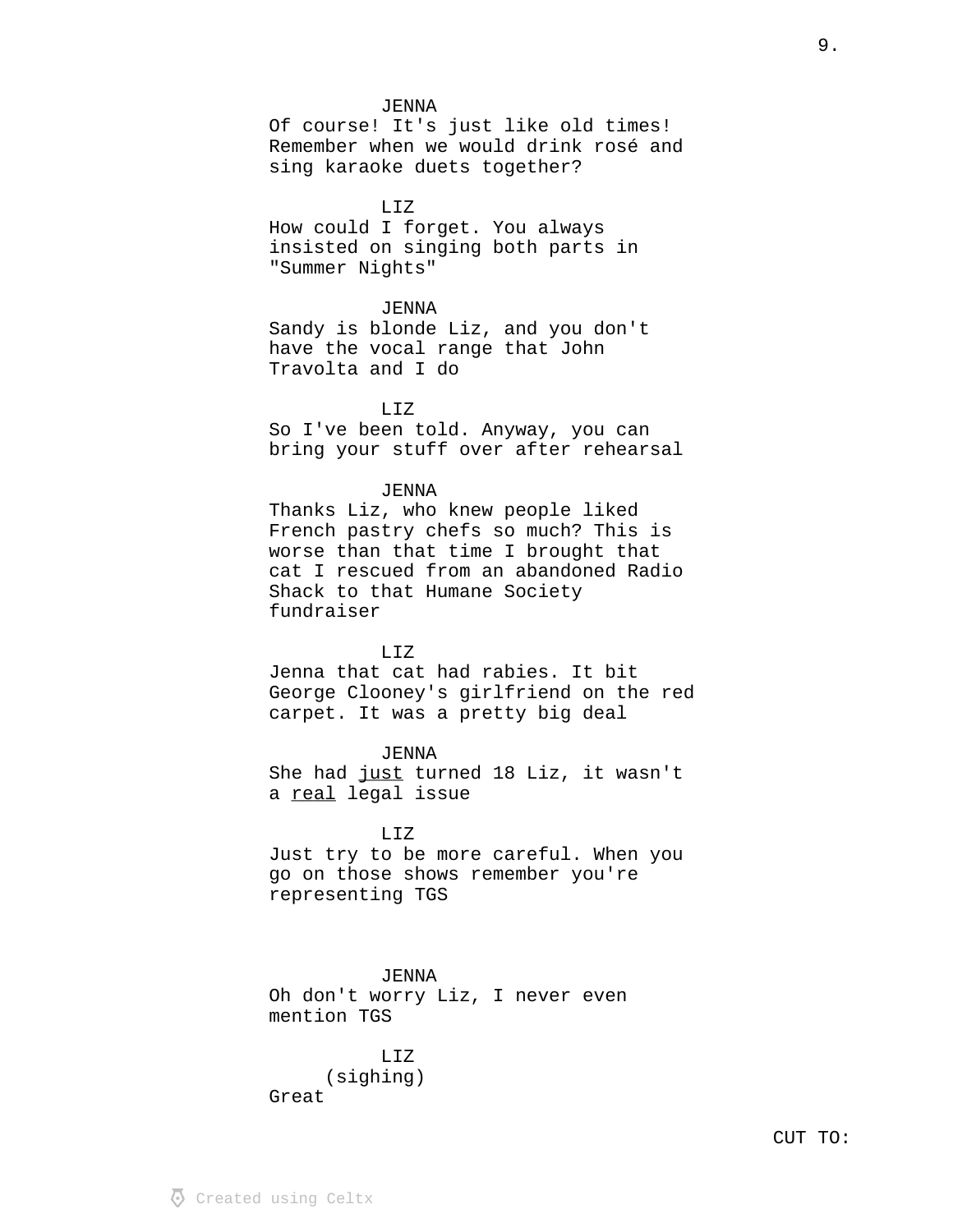JENNA
Of course! It's just like old times! Remember when we would drink rosé and sing karaoke duets together?

LIZ
How could I forget. You always insisted on singing both parts in "Summer Nights"

JENNA
Sandy is blonde Liz, and you don't have the vocal range that John Travolta and I do

LIZ
So I've been told. Anyway, you can bring your stuff over after rehearsal

JENNA
Thanks Liz, who knew people liked French pastry chefs so much? This is worse than that time I brought that cat I rescued from an abandoned Radio Shack to that Humane Society fundraiser

LIZ
Jenna that cat had rabies. It bit George Clooney's girlfriend on the red carpet. It was a pretty big deal

JENNA
She had <u>just</u> turned 18 Liz, it wasn't a <u>real</u> legal issue

LIZ
Just try to be more careful. When you go on those shows remember you're representing TGS

JENNA
Oh don't worry Liz, I never even mention TGS

LIZ
(sighing)
Great

CUT TO: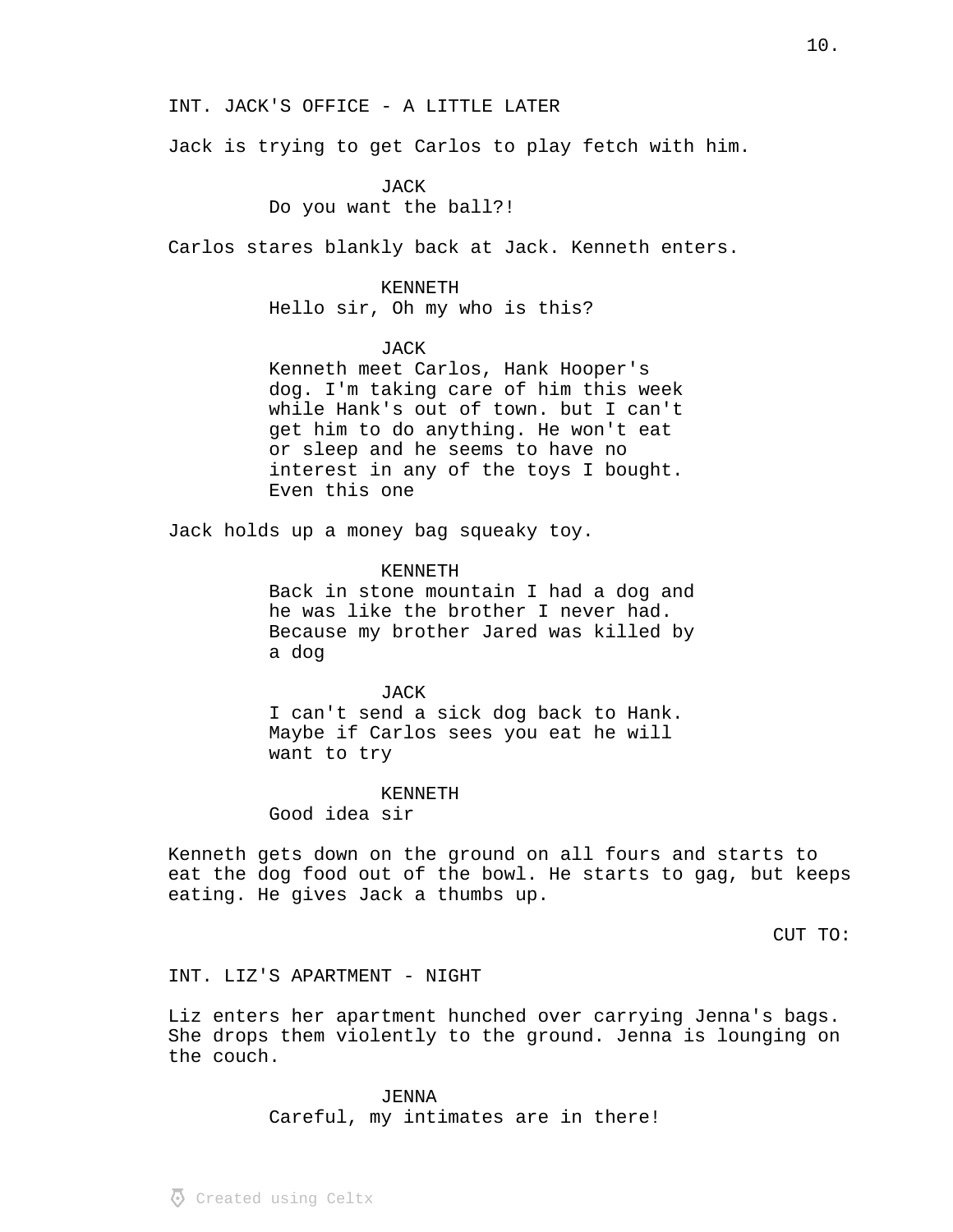INT. JACK'S OFFICE - A LITTLE LATER

Jack is trying to get Carlos to play fetch with him.

JACK
Do you want the ball?!

Carlos stares blankly back at Jack. Kenneth enters.

KENNETH
Hello sir, Oh my who is this?

JACK
Kenneth meet Carlos, Hank Hooper's dog. I'm taking care of him this week while Hank's out of town. but I can't get him to do anything. He won't eat or sleep and he seems to have no interest in any of the toys I bought. Even this one

Jack holds up a money bag squeaky toy.

KENNETH
Back in stone mountain I had a dog and he was like the brother I never had. Because my brother Jared was killed by a dog

JACK
I can't send a sick dog back to Hank. Maybe if Carlos sees you eat he will want to try

KENNETH
Good idea sir

Kenneth gets down on the ground on all fours and starts to eat the dog food out of the bowl. He starts to gag, but keeps eating. He gives Jack a thumbs up.

CUT TO:

INT. LIZ'S APARTMENT - NIGHT

Liz enters her apartment hunched over carrying Jenna's bags. She drops them violently to the ground. Jenna is lounging on the couch.

JENNA
Careful, my intimates are in there!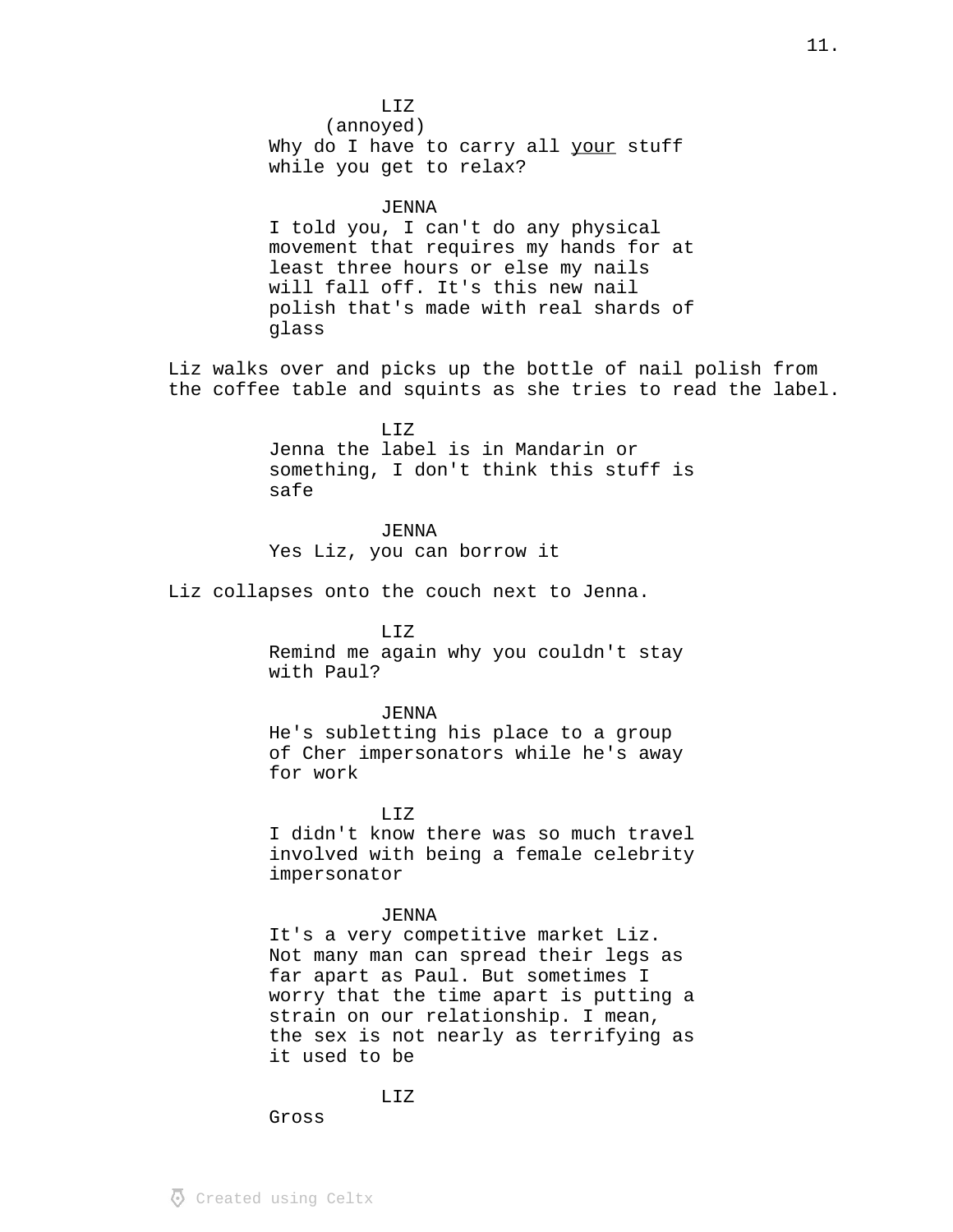LIZ
(annoyed)
Why do I have to carry all <u>your</u> stuff while you get to relax?

JENNA
I told you, I can't do any physical movement that requires my hands for at least three hours or else my nails will fall off. It's this new nail polish that's made with real shards of glass

Liz walks over and picks up the bottle of nail polish from the coffee table and squints as she tries to read the label.

LIZ
Jenna the label is in Mandarin or something, I don't think this stuff is safe

JENNA
Yes Liz, you can borrow it

Liz collapses onto the couch next to Jenna.

LIZ
Remind me again why you couldn't stay with Paul?

JENNA
He's subletting his place to a group of Cher impersonators while he's away for work

LIZ
I didn't know there was so much travel involved with being a female celebrity impersonator

JENNA
It's a very competitive market Liz. Not many man can spread their legs as far apart as Paul. But sometimes I worry that the time apart is putting a strain on our relationship. I mean, the sex is not nearly as terrifying as it used to be

LIZ
Gross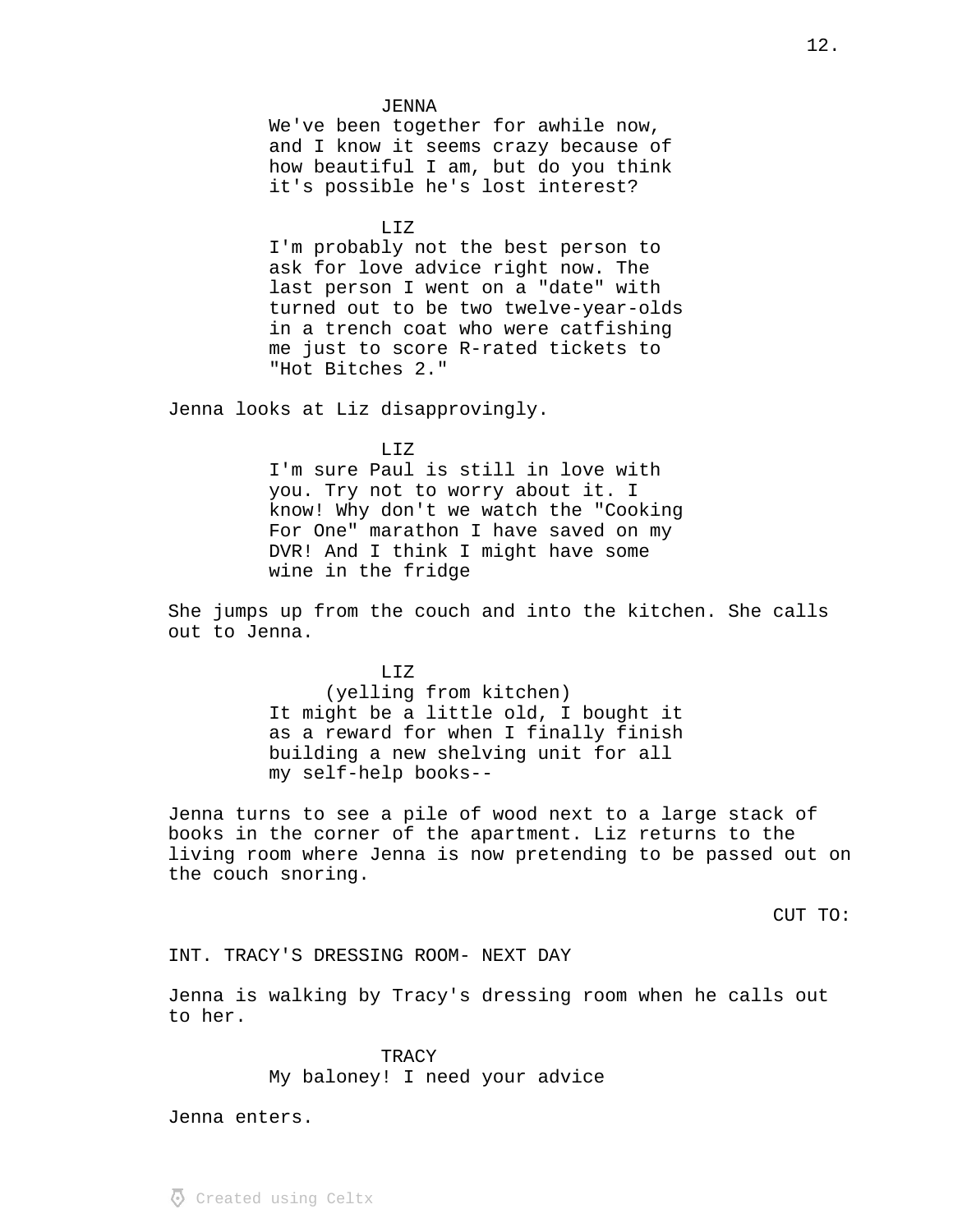JENNA
We've been together for awhile now, and I know it seems crazy because of how beautiful I am, but do you think it's possible he's lost interest?

LIZ
I'm probably not the best person to ask for love advice right now. The last person I went on a "date" with turned out to be two twelve-year-olds in a trench coat who were catfishing me just to score R-rated tickets to "Hot Bitches 2."

Jenna looks at Liz disapprovingly.

LIZ
I'm sure Paul is still in love with you. Try not to worry about it. I know! Why don't we watch the "Cooking For One" marathon I have saved on my DVR! And I think I might have some wine in the fridge

She jumps up from the couch and into the kitchen. She calls out to Jenna.

LIZ
(yelling from kitchen)
It might be a little old, I bought it as a reward for when I finally finish building a new shelving unit for all my self-help books--

Jenna turns to see a pile of wood next to a large stack of books in the corner of the apartment. Liz returns to the living room where Jenna is now pretending to be passed out on the couch snoring.

CUT TO:

INT. TRACY'S DRESSING ROOM- NEXT DAY

Jenna is walking by Tracy's dressing room when he calls out to her.

TRACY
My baloney! I need your advice

Jenna enters.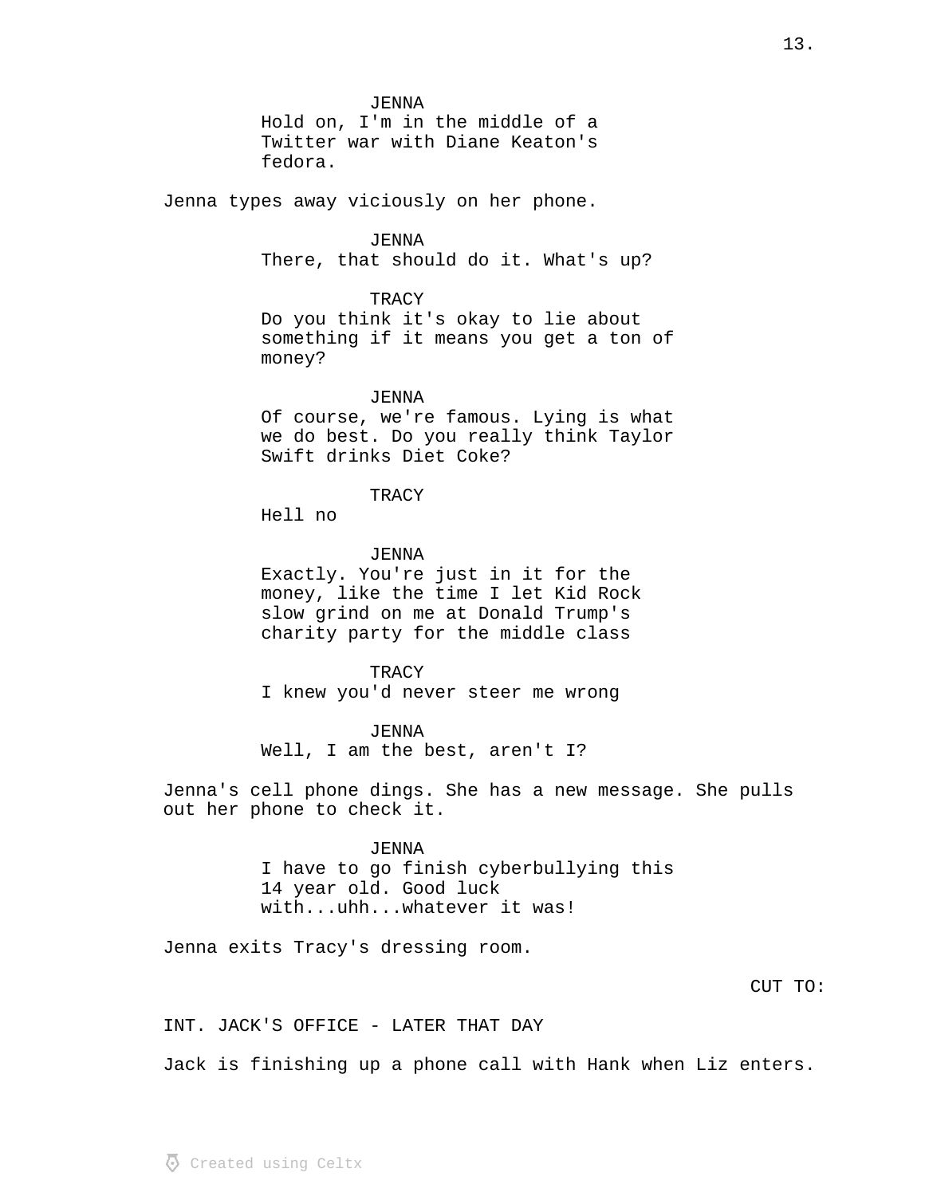JENNA
Hold on, I'm in the middle of a Twitter war with Diane Keaton's fedora.

Jenna types away viciously on her phone.

JENNA
There, that should do it. What's up?

TRACY
Do you think it's okay to lie about something if it means you get a ton of money?

JENNA
Of course, we're famous. Lying is what we do best. Do you really think Taylor Swift drinks Diet Coke?

TRACY
Hell no

JENNA
Exactly. You're just in it for the money, like the time I let Kid Rock slow grind on me at Donald Trump's charity party for the middle class

TRACY
I knew you'd never steer me wrong

JENNA
Well, I am the best, aren't I?

Jenna's cell phone dings. She has a new message. She pulls out her phone to check it.

JENNA
I have to go finish cyberbullying this 14 year old. Good luck with...uhh...whatever it was!

Jenna exits Tracy's dressing room.

CUT TO:

INT. JACK'S OFFICE - LATER THAT DAY

Jack is finishing up a phone call with Hank when Liz enters.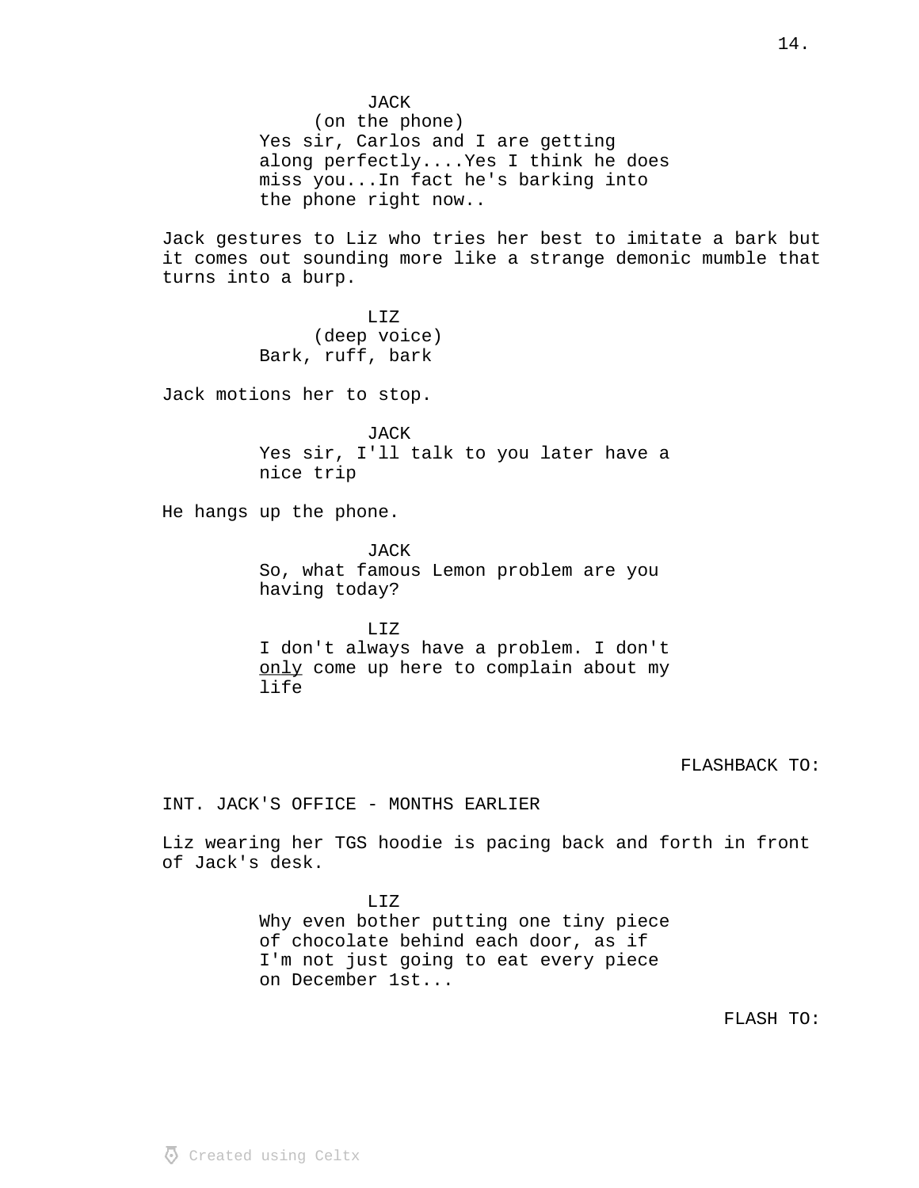JACK
(on the phone)
Yes sir, Carlos and I are getting along perfectly....Yes I think he does miss you...In fact he's barking into the phone right now..

Jack gestures to Liz who tries her best to imitate a bark but it comes out sounding more like a strange demonic mumble that turns into a burp.

LIZ
(deep voice)
Bark, ruff, bark

Jack motions her to stop.

JACK
Yes sir, I'll talk to you later have a nice trip

He hangs up the phone.

JACK
So, what famous Lemon problem are you having today?

LIZ
I don't always have a problem. I don't <u>only</u> come up here to complain about my life

FLASHBACK TO:

INT. JACK'S OFFICE - MONTHS EARLIER

Liz wearing her TGS hoodie is pacing back and forth in front of Jack's desk.

LIZ
Why even bother putting one tiny piece of chocolate behind each door, as if I'm not just going to eat every piece on December 1st...

FLASH TO: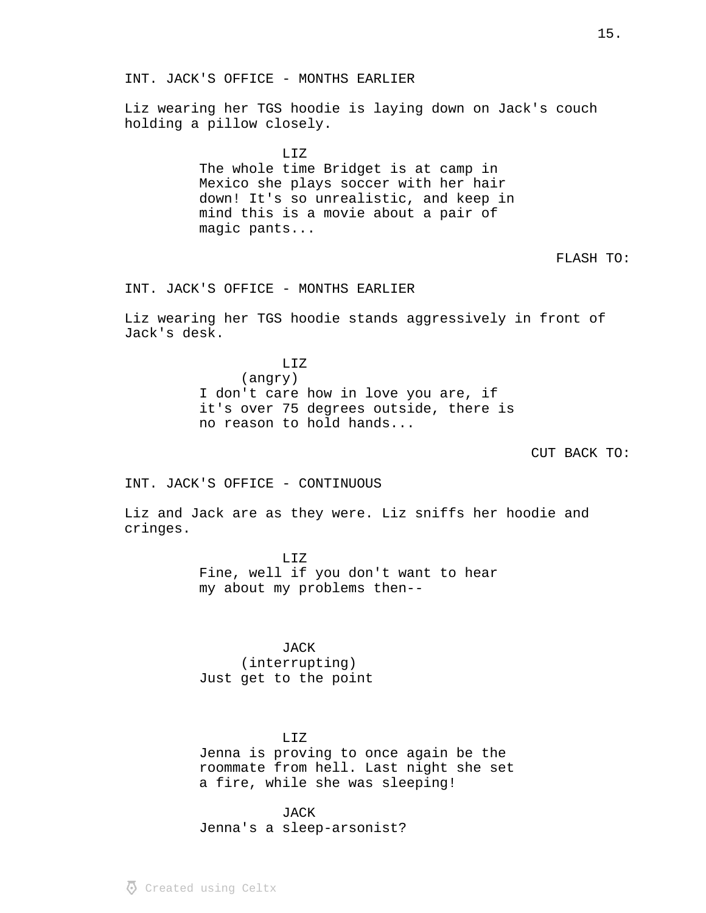INT. JACK'S OFFICE - MONTHS EARLIER

Liz wearing her TGS hoodie is laying down on Jack's couch holding a pillow closely.

LIZ
The whole time Bridget is at camp in Mexico she plays soccer with her hair down! It's so unrealistic, and keep in mind this is a movie about a pair of magic pants...

FLASH TO:

INT. JACK'S OFFICE - MONTHS EARLIER

Liz wearing her TGS hoodie stands aggressively in front of Jack's desk.

LIZ
(angry)
I don't care how in love you are, if it's over 75 degrees outside, there is no reason to hold hands...

CUT BACK TO:

INT. JACK'S OFFICE - CONTINUOUS

Liz and Jack are as they were. Liz sniffs her hoodie and cringes.

LIZ
Fine, well if you don't want to hear my about my problems then--

JACK
(interrupting)
Just get to the point

LIZ
Jenna is proving to once again be the roommate from hell. Last night she set a fire, while she was sleeping!

JACK
Jenna's a sleep-arsonist?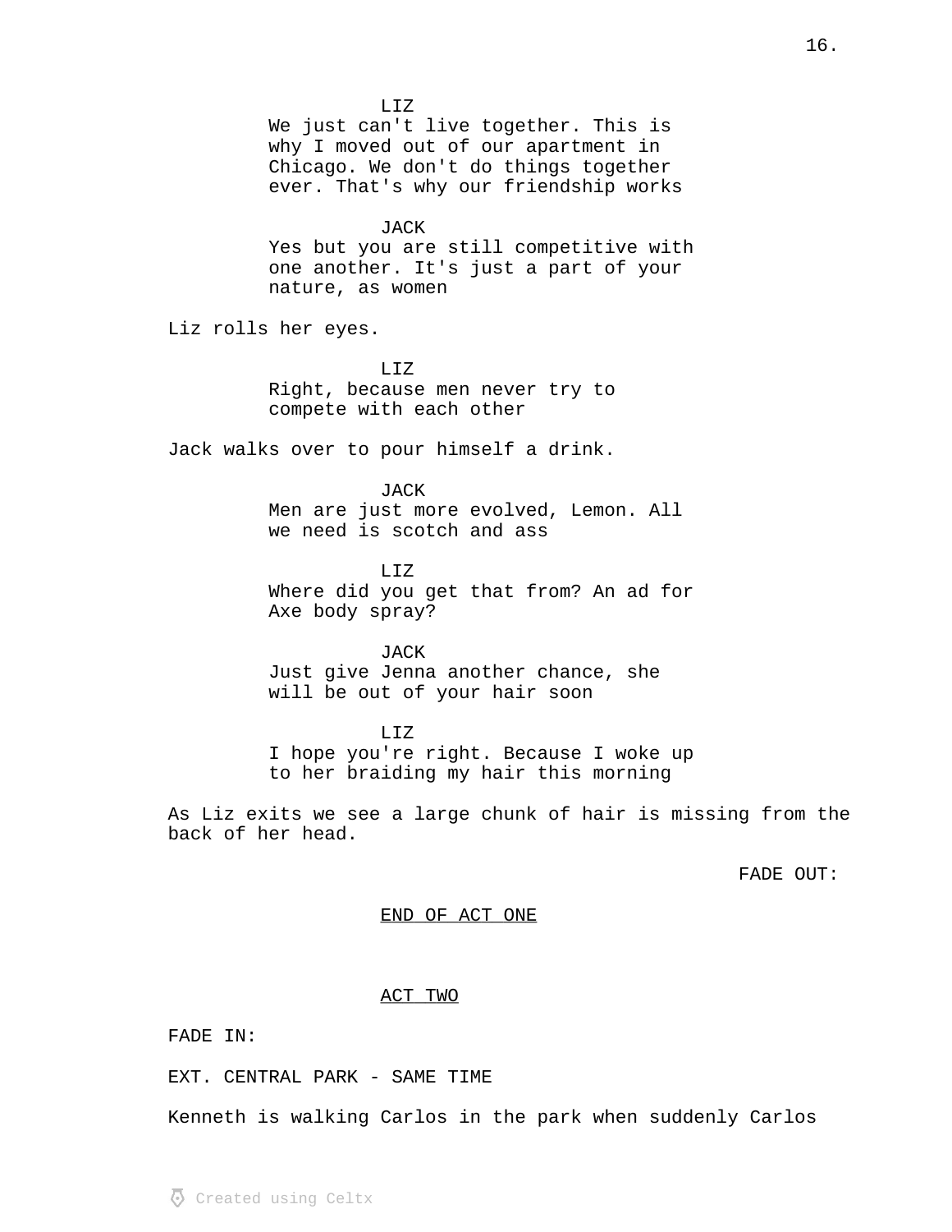LIZ
We just can't live together. This is why I moved out of our apartment in Chicago. We don't do things together ever. That's why our friendship works

JACK
Yes but you are still competitive with one another. It's just a part of your nature, as women

Liz rolls her eyes.

LIZ
Right, because men never try to compete with each other

Jack walks over to pour himself a drink.

JACK
Men are just more evolved, Lemon. All we need is scotch and ass

LIZ
Where did you get that from? An ad for Axe body spray?

JACK
Just give Jenna another chance, she will be out of your hair soon

LIZ
I hope you're right. Because I woke up to her braiding my hair this morning

As Liz exits we see a large chunk of hair is missing from the back of her head.

FADE OUT:

END OF ACT ONE

ACT TWO

FADE IN:

EXT. CENTRAL PARK - SAME TIME

Kenneth is walking Carlos in the park when suddenly Carlos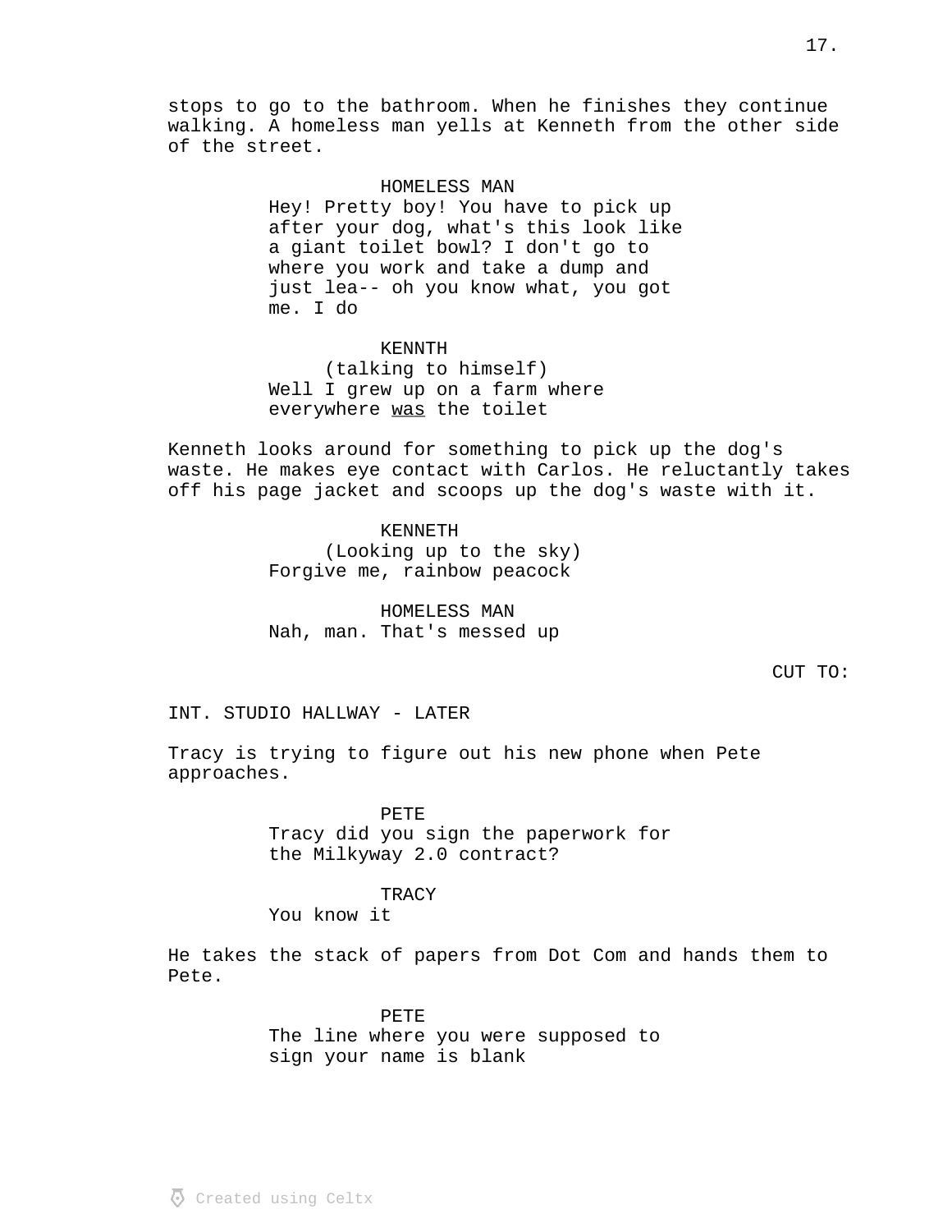stops to go to the bathroom. When he finishes they continue walking. A homeless man yells at Kenneth from the other side of the street.

HOMELESS MAN
Hey! Pretty boy! You have to pick up after your dog, what's this look like a giant toilet bowl? I don't go to where you work and take a dump and just lea-- oh you know what, you got me. I do

KENNTH
(talking to himself)
Well I grew up on a farm where everywhere <u>was</u> the toilet

Kenneth looks around for something to pick up the dog's waste. He makes eye contact with Carlos. He reluctantly takes off his page jacket and scoops up the dog's waste with it.

KENNETH
(Looking up to the sky)
Forgive me, rainbow peacock

HOMELESS MAN
Nah, man. That's messed up

CUT TO:

INT. STUDIO HALLWAY - LATER

Tracy is trying to figure out his new phone when Pete approaches.

PETE
Tracy did you sign the paperwork for the Milkyway 2.0 contract?

TRACY
You know it

He takes the stack of papers from Dot Com and hands them to Pete.

PETE
The line where you were supposed to sign your name is blank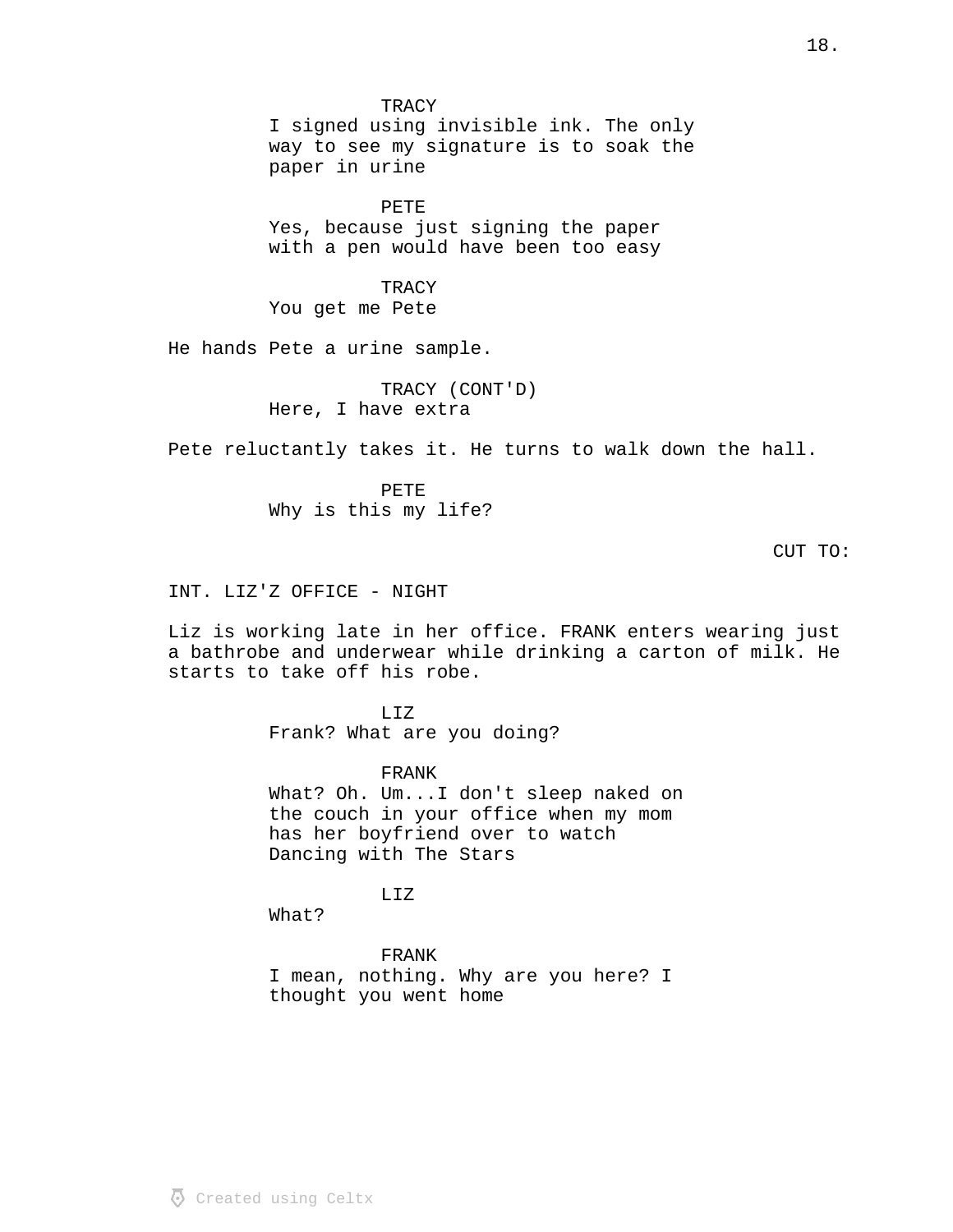TRACY

I signed using invisible ink. The only way to see my signature is to soak the paper in urine

PETE

Yes, because just signing the paper with a pen would have been too easy

TRACY

You get me Pete

He hands Pete a urine sample.

TRACY (CONT'D)

Here, I have extra

Pete reluctantly takes it. He turns to walk down the hall.

PETE

Why is this my life?

CUT TO:

INT. LIZ'Z OFFICE - NIGHT

Liz is working late in her office. FRANK enters wearing just a bathrobe and underwear while drinking a carton of milk. He starts to take off his robe.

LIZ

Frank? What are you doing?

FRANK

What? Oh. Um...I don't sleep naked on the couch in your office when my mom has her boyfriend over to watch Dancing with The Stars

LIZ

What?

FRANK

I mean, nothing. Why are you here? I thought you went home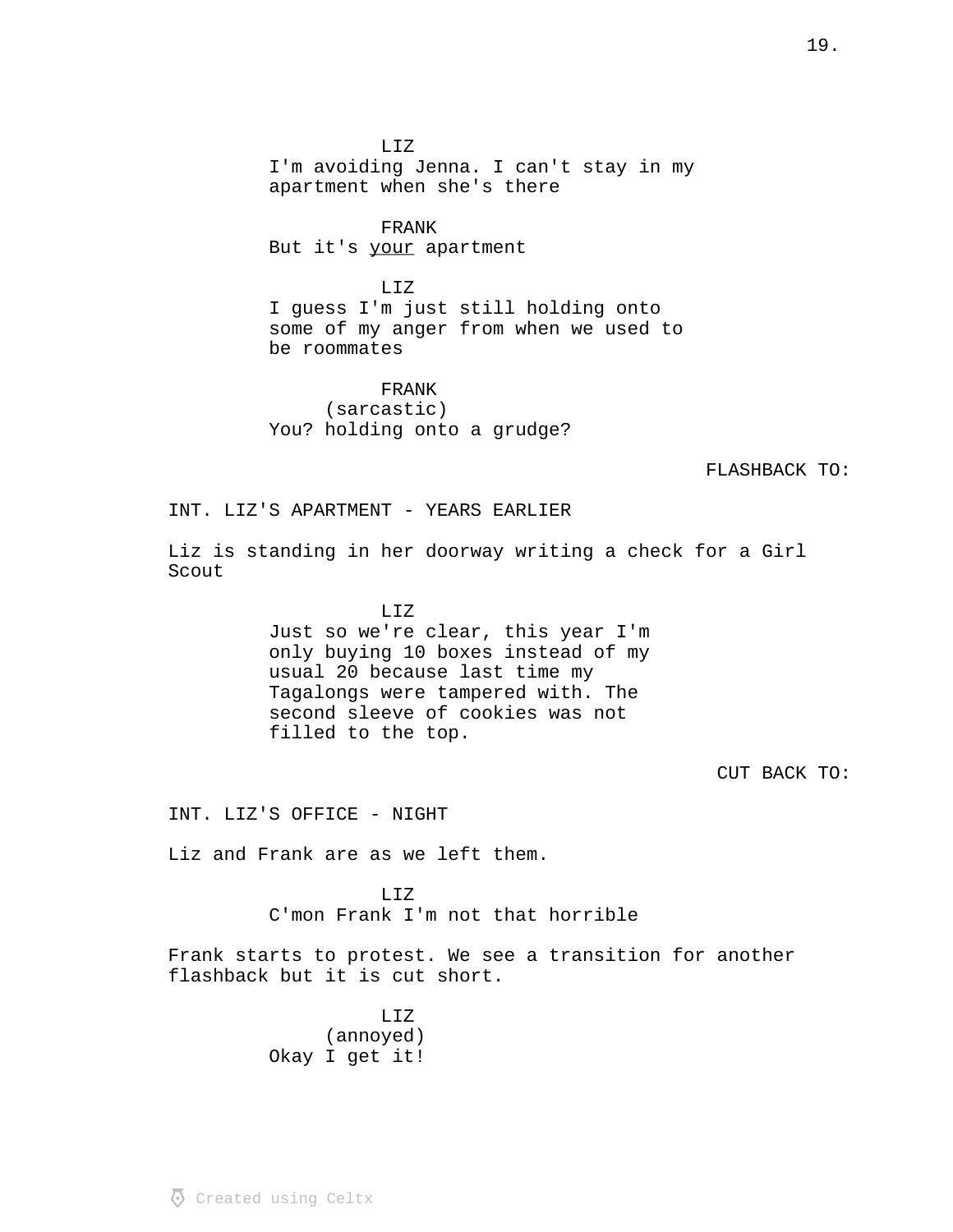LIZ
I'm avoiding Jenna. I can't stay in my apartment when she's there

FRANK
But it's <u>your</u> apartment

LIZ
I guess I'm just still holding onto some of my anger from when we used to be roommates

FRANK
(sarcastic)
You? holding onto a grudge?

FLASHBACK TO:

INT. LIZ'S APARTMENT - YEARS EARLIER

Liz is standing in her doorway writing a check for a Girl Scout

LIZ
Just so we're clear, this year I'm only buying 10 boxes instead of my usual 20 because last time my Tagalongs were tampered with. The second sleeve of cookies was not filled to the top.

CUT BACK TO:

INT. LIZ'S OFFICE - NIGHT

Liz and Frank are as we left them.

LIZ
C'mon Frank I'm not that horrible

Frank starts to protest. We see a transition for another flashback but it is cut short.

LIZ
(annoyed)
Okay I get it!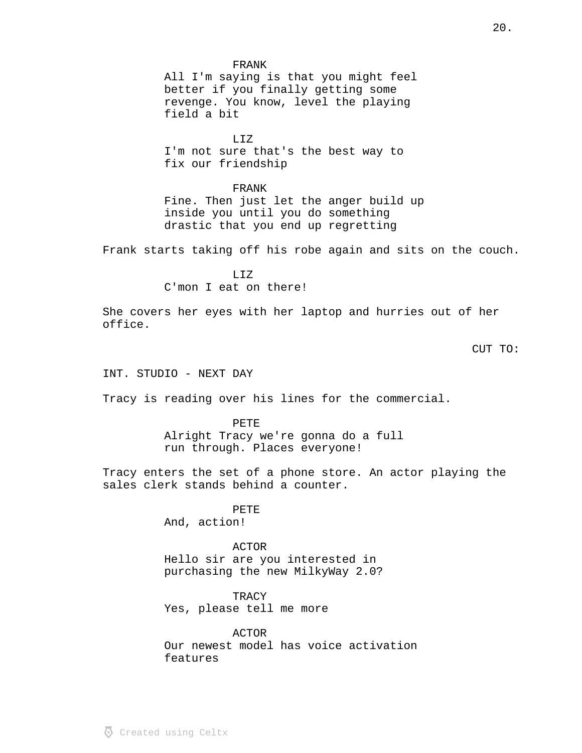FRANK
All I'm saying is that you might feel better if you finally getting some revenge. You know, level the playing field a bit

LIZ
I'm not sure that's the best way to fix our friendship

FRANK
Fine. Then just let the anger build up inside you until you do something drastic that you end up regretting

Frank starts taking off his robe again and sits on the couch.

LIZ
C'mon I eat on there!

She covers her eyes with her laptop and hurries out of her office.

CUT TO:

INT. STUDIO - NEXT DAY

Tracy is reading over his lines for the commercial.

PETE
Alright Tracy we're gonna do a full run through. Places everyone!

Tracy enters the set of a phone store. An actor playing the sales clerk stands behind a counter.

PETE
And, action!

ACTOR
Hello sir are you interested in purchasing the new MilkyWay 2.0?

TRACY
Yes, please tell me more

ACTOR
Our newest model has voice activation features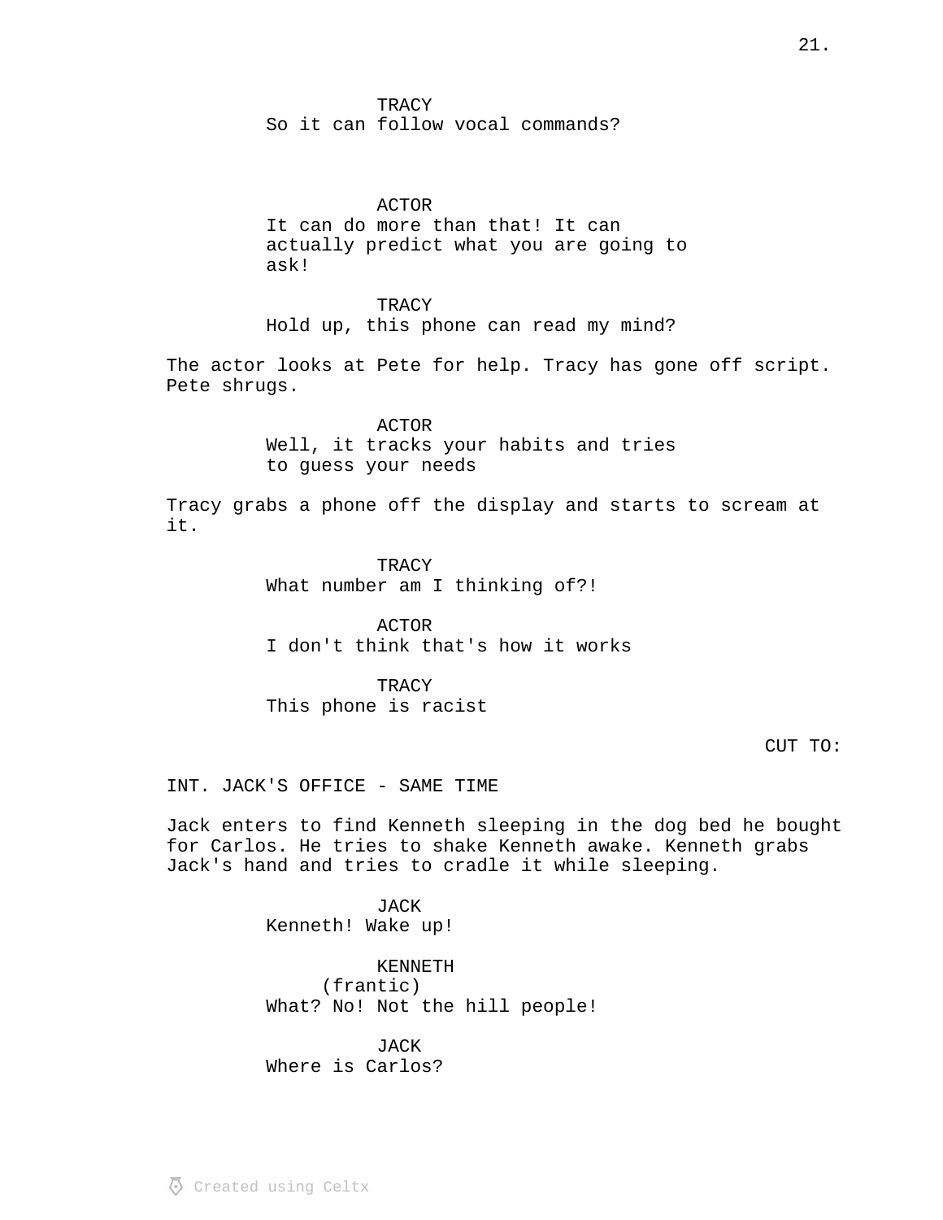TRACY
So it can follow vocal commands?

ACTOR
It can do more than that! It can actually predict what you are going to ask!

TRACY
Hold up, this phone can read my mind?

The actor looks at Pete for help. Tracy has gone off script. Pete shrugs.

ACTOR
Well, it tracks your habits and tries to guess your needs

Tracy grabs a phone off the display and starts to scream at it.

TRACY
What number am I thinking of?!

ACTOR
I don't think that's how it works

TRACY
This phone is racist

CUT TO:

INT. JACK'S OFFICE - SAME TIME

Jack enters to find Kenneth sleeping in the dog bed he bought for Carlos. He tries to shake Kenneth awake. Kenneth grabs Jack's hand and tries to cradle it while sleeping.

JACK
Kenneth! Wake up!

KENNETH
(frantic)
What? No! Not the hill people!

JACK
Where is Carlos?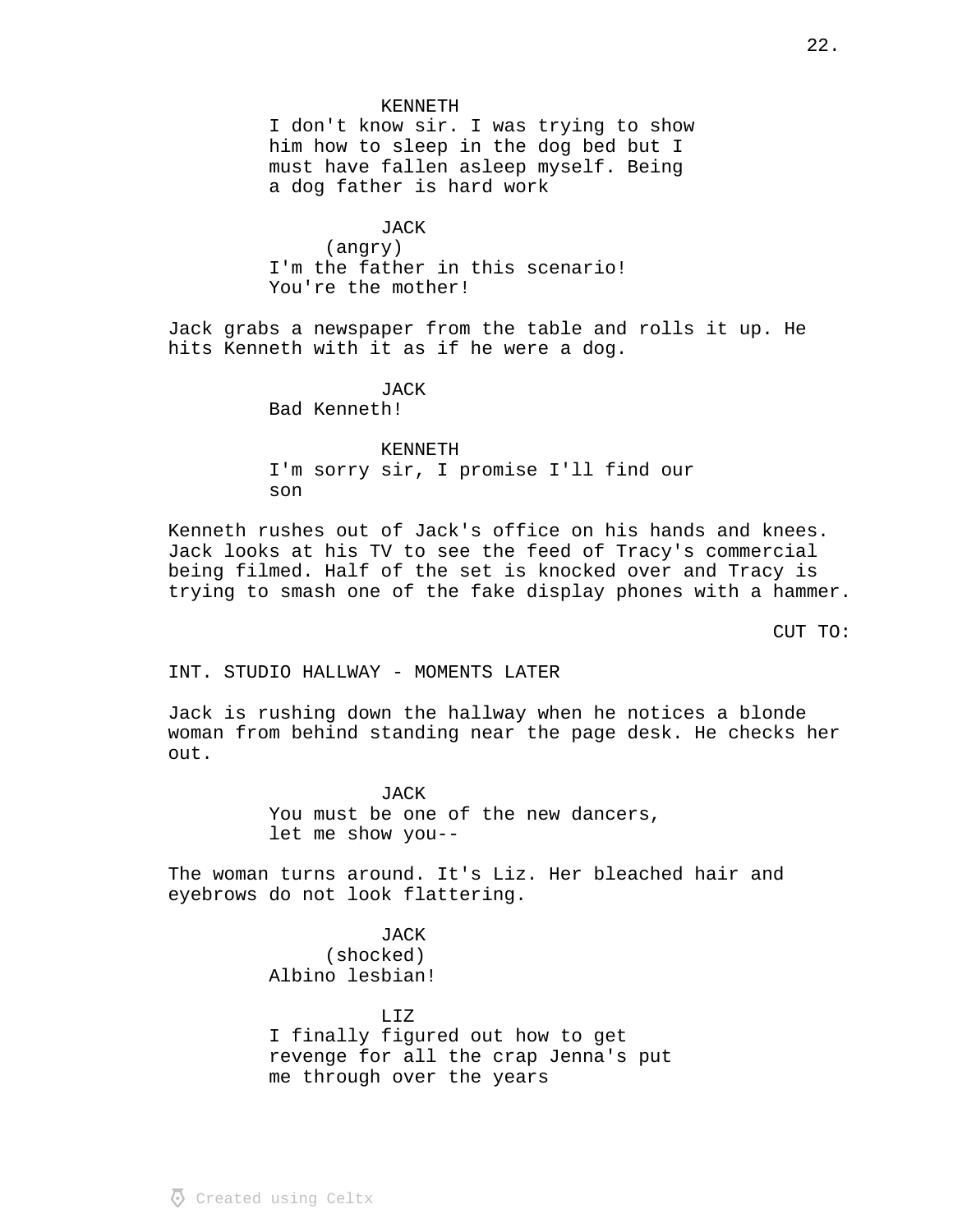KENNETH
I don't know sir. I was trying to show him how to sleep in the dog bed but I must have fallen asleep myself. Being a dog father is hard work

JACK
(angry)
I'm the father in this scenario! You're the mother!

Jack grabs a newspaper from the table and rolls it up. He hits Kenneth with it as if he were a dog.

JACK
Bad Kenneth!

KENNETH
I'm sorry sir, I promise I'll find our son

Kenneth rushes out of Jack's office on his hands and knees. Jack looks at his TV to see the feed of Tracy's commercial being filmed. Half of the set is knocked over and Tracy is trying to smash one of the fake display phones with a hammer.

CUT TO:

INT. STUDIO HALLWAY - MOMENTS LATER

Jack is rushing down the hallway when he notices a blonde woman from behind standing near the page desk. He checks her out.

JACK
You must be one of the new dancers, let me show you--

The woman turns around. It's Liz. Her bleached hair and eyebrows do not look flattering.

JACK
(shocked)
Albino lesbian!

LIZ
I finally figured out how to get revenge for all the crap Jenna's put me through over the years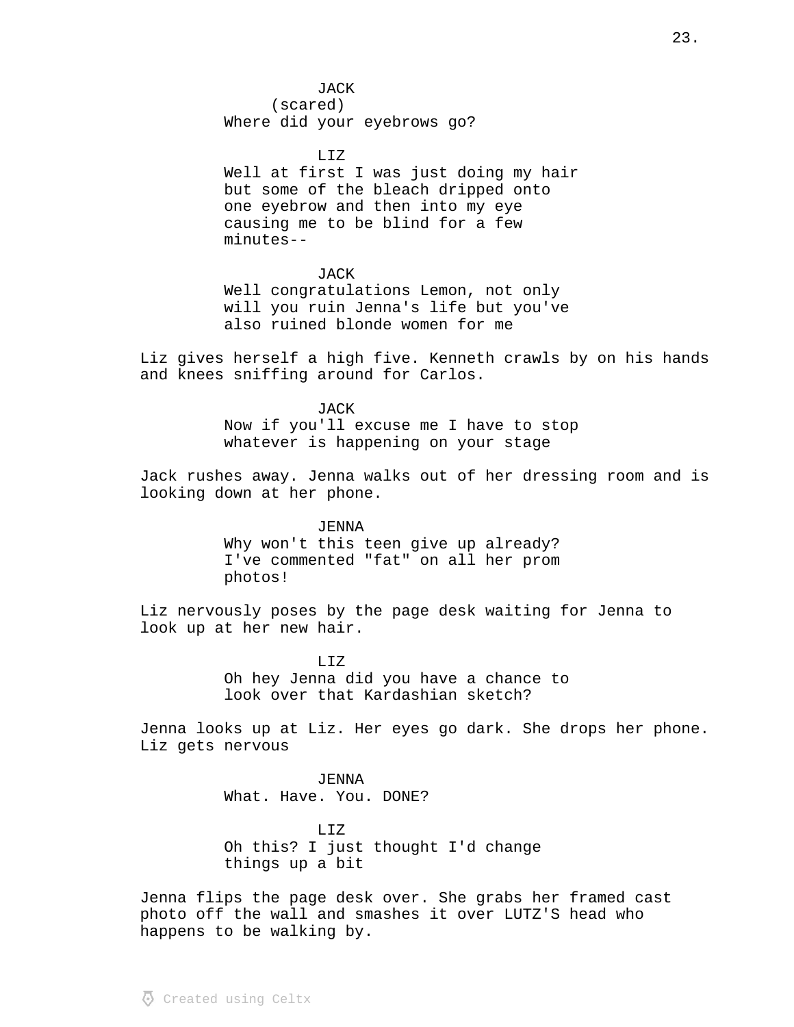JACK
(scared)
Where did your eyebrows go?

LIZ
Well at first I was just doing my hair but some of the bleach dripped onto one eyebrow and then into my eye causing me to be blind for a few minutes--

JACK
Well congratulations Lemon, not only will you ruin Jenna's life but you've also ruined blonde women for me

Liz gives herself a high five. Kenneth crawls by on his hands and knees sniffing around for Carlos.

JACK
Now if you'll excuse me I have to stop whatever is happening on your stage

Jack rushes away. Jenna walks out of her dressing room and is looking down at her phone.

JENNA
Why won't this teen give up already? I've commented "fat" on all her prom photos!

Liz nervously poses by the page desk waiting for Jenna to look up at her new hair.

LIZ
Oh hey Jenna did you have a chance to look over that Kardashian sketch?

Jenna looks up at Liz. Her eyes go dark. She drops her phone. Liz gets nervous

JENNA
What. Have. You. DONE?

LIZ
Oh this? I just thought I'd change things up a bit

Jenna flips the page desk over. She grabs her framed cast photo off the wall and smashes it over LUTZ'S head who happens to be walking by.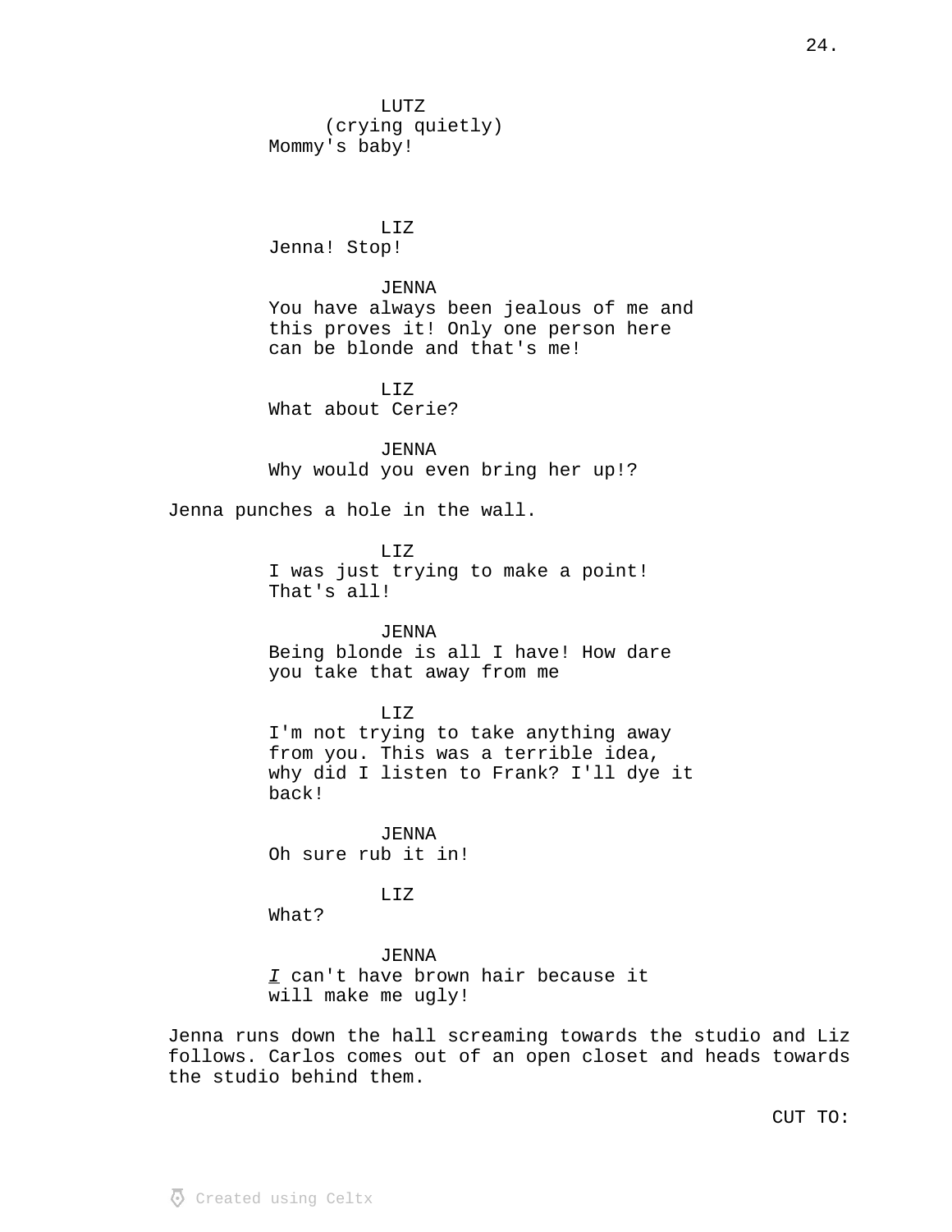LUTZ
(crying quietly)
Mommy's baby!

LIZ
Jenna! Stop!

JENNA
You have always been jealous of me and this proves it! Only one person here can be blonde and that's me!

LIZ
What about Cerie?

JENNA
Why would you even bring her up!?

Jenna punches a hole in the wall.

LIZ
I was just trying to make a point! That's all!

JENNA
Being blonde is all I have! How dare you take that away from me

LIZ
I'm not trying to take anything away from you. This was a terrible idea, why did I listen to Frank? I'll dye it back!

JENNA
Oh sure rub it in!

LIZ
What?

JENNA
*I* can't have brown hair because it will make me ugly!

Jenna runs down the hall screaming towards the studio and Liz follows. Carlos comes out of an open closet and heads towards the studio behind them.

CUT TO: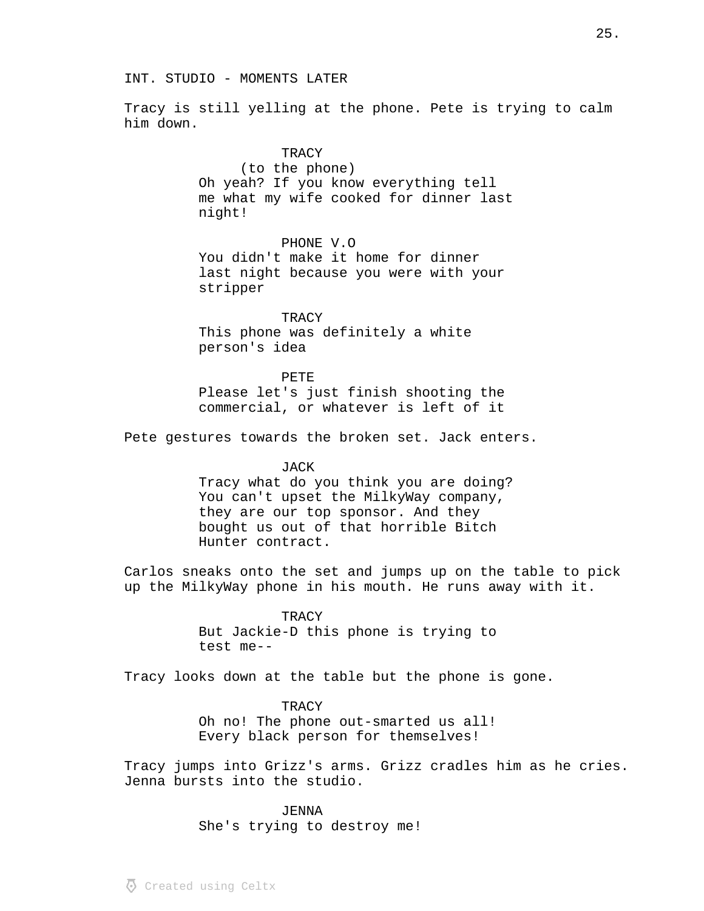INT. STUDIO - MOMENTS LATER

Tracy is still yelling at the phone. Pete is trying to calm him down.

TRACY
(to the phone)
Oh yeah? If you know everything tell me what my wife cooked for dinner last night!

PHONE V.O
You didn't make it home for dinner last night because you were with your stripper

TRACY
This phone was definitely a white person's idea

PETE
Please let's just finish shooting the commercial, or whatever is left of it

Pete gestures towards the broken set. Jack enters.

JACK
Tracy what do you think you are doing? You can't upset the MilkyWay company, they are our top sponsor. And they bought us out of that horrible Bitch Hunter contract.

Carlos sneaks onto the set and jumps up on the table to pick up the MilkyWay phone in his mouth. He runs away with it.

TRACY
But Jackie-D this phone is trying to test me--

Tracy looks down at the table but the phone is gone.

TRACY
Oh no! The phone out-smarted us all! Every black person for themselves!

Tracy jumps into Grizz's arms. Grizz cradles him as he cries. Jenna bursts into the studio.

JENNA
She's trying to destroy me!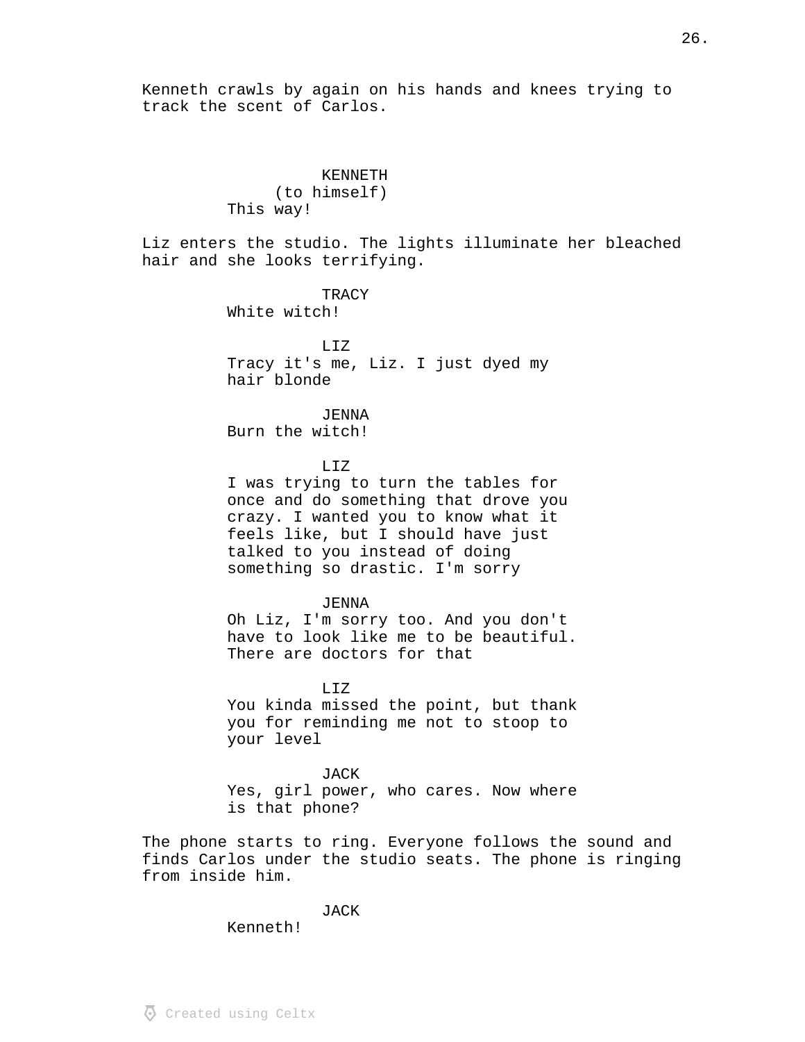Kenneth crawls by again on his hands and knees trying to track the scent of Carlos.

KENNETH
(to himself)
This way!

Liz enters the studio. The lights illuminate her bleached hair and she looks terrifying.

TRACY
White witch!

LIZ
Tracy it's me, Liz. I just dyed my hair blonde

JENNA
Burn the witch!

LIZ
I was trying to turn the tables for once and do something that drove you crazy. I wanted you to know what it feels like, but I should have just talked to you instead of doing something so drastic. I'm sorry

JENNA
Oh Liz, I'm sorry too. And you don't have to look like me to be beautiful. There are doctors for that

LIZ
You kinda missed the point, but thank you for reminding me not to stoop to your level

JACK
Yes, girl power, who cares. Now where is that phone?

The phone starts to ring. Everyone follows the sound and finds Carlos under the studio seats. The phone is ringing from inside him.

JACK
Kenneth!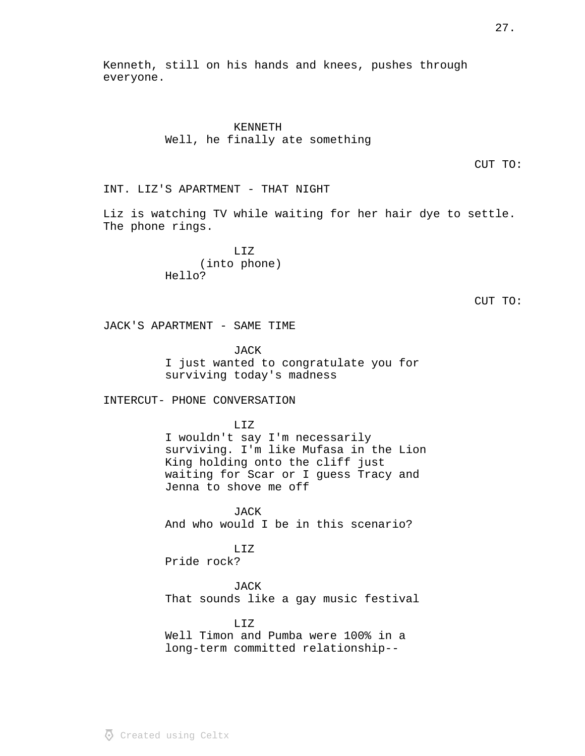Kenneth, still on his hands and knees, pushes through everyone.

KENNETH
Well, he finally ate something

CUT TO:

INT. LIZ'S APARTMENT - THAT NIGHT

Liz is watching TV while waiting for her hair dye to settle. The phone rings.

LIZ
(into phone)
Hello?

CUT TO:

JACK'S APARTMENT - SAME TIME

JACK
I just wanted to congratulate you for surviving today's madness

INTERCUT- PHONE CONVERSATION

LIZ
I wouldn't say I'm necessarily surviving. I'm like Mufasa in the Lion King holding onto the cliff just waiting for Scar or I guess Tracy and Jenna to shove me off

JACK
And who would I be in this scenario?

LIZ
Pride rock?

JACK
That sounds like a gay music festival

LIZ
Well Timon and Pumba were 100% in a long-term committed relationship--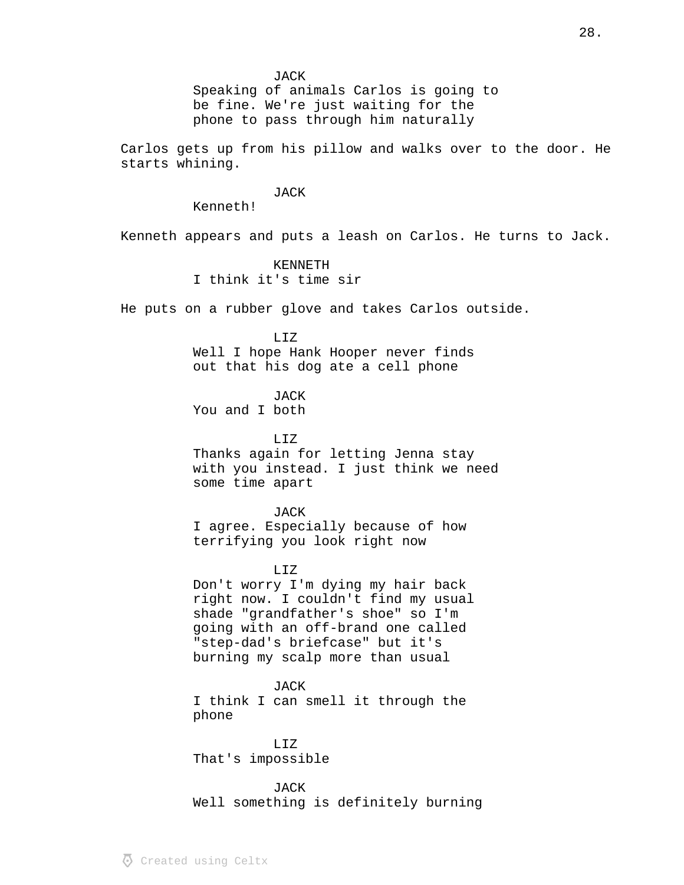JACK
Speaking of animals Carlos is going to be fine. We're just waiting for the phone to pass through him naturally

Carlos gets up from his pillow and walks over to the door. He starts whining.

JACK
Kenneth!

Kenneth appears and puts a leash on Carlos. He turns to Jack.

KENNETH
I think it's time sir

He puts on a rubber glove and takes Carlos outside.

LIZ
Well I hope Hank Hooper never finds out that his dog ate a cell phone

JACK
You and I both

LIZ
Thanks again for letting Jenna stay with you instead. I just think we need some time apart

JACK
I agree. Especially because of how terrifying you look right now

LIZ
Don't worry I'm dying my hair back right now. I couldn't find my usual shade "grandfather's shoe" so I'm going with an off-brand one called "step-dad's briefcase" but it's burning my scalp more than usual

JACK
I think I can smell it through the phone

LIZ
That's impossible

JACK
Well something is definitely burning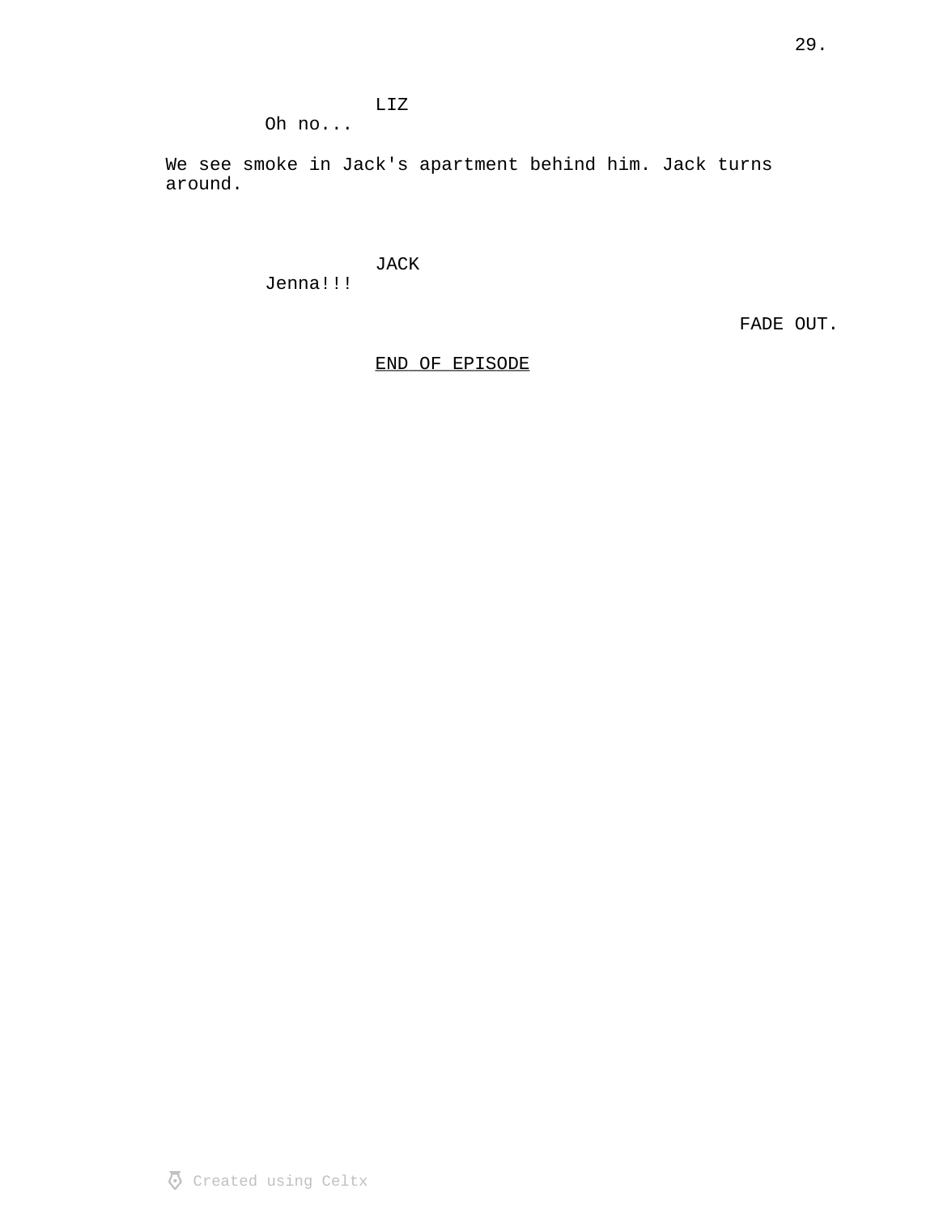LIZ

Oh no...

We see smoke in Jack's apartment behind him. Jack turns around.

JACK

Jenna!!!

FADE OUT.

END OF EPISODE

Created using Celtx